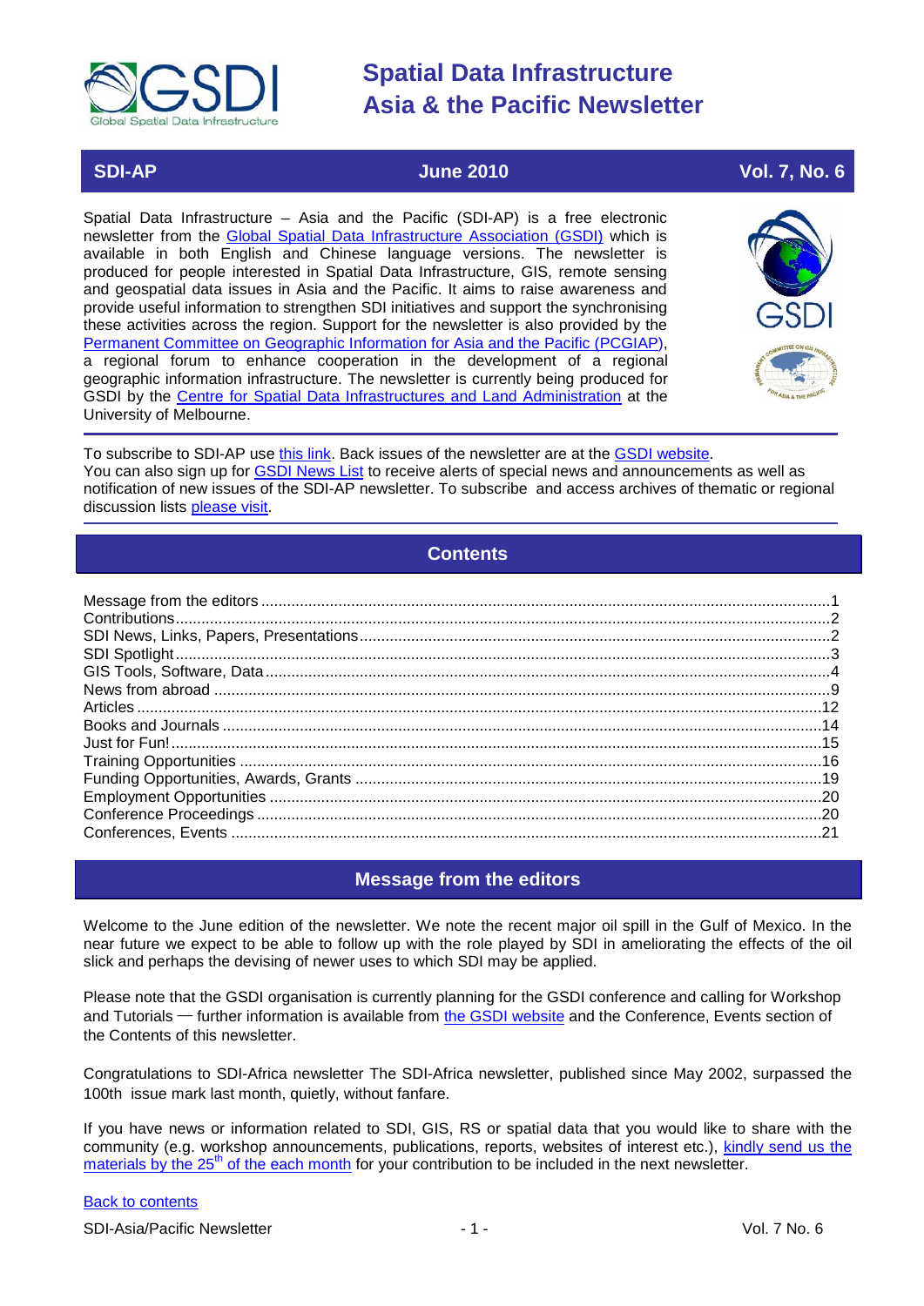# Spatial Data Infrastructure Asia & the Pacific Newsletter

**SDI-AP** | **June 2010** | **Vol. 7, No. 6**

Spatial Data Infrastructure – Asia and the Pacific (SDI-AP) is a free electronic newsletter from the Global Spatial Data Infrastructure Association (GSDI) which is available in both English and Chinese language versions. The newsletter is produced for people interested in Spatial Data Infrastructure, GIS, remote sensing and geospatial data issues in Asia and the Pacific. It aims to raise awareness and provide useful information to strengthen SDI initiatives and support the synchronising these activities across the region. Support for the newsletter is also provided by the Permanent Committee on Geographic Information for Asia and the Pacific (PCGIAP), a regional forum to enhance cooperation in the development of a regional geographic information infrastructure. The newsletter is currently being produced for GSDI by the Centre for Spatial Data Infrastructures and Land Administration at the University of Melbourne.

To subscribe to SDI-AP use this link. Back issues of the newsletter are at the GSDI website. You can also sign up for GSDI News List to receive alerts of special news and announcements as well as notification of new issues of the SDI-AP newsletter. To subscribe and access archives of thematic or regional discussion lists please visit.

## Contents

- Message from the editors ....1
- Contributions ....2
- SDI News, Links, Papers, Presentations ....2
- SDI Spotlight ....3
- GIS Tools, Software, Data ....4
- News from abroad ....9
- Articles ....12
- Books and Journals ....14
- Just for Fun! ....15
- Training Opportunities ....16
- Funding Opportunities, Awards, Grants ....19
- Employment Opportunities ....20
- Conference Proceedings ....20
- Conferences, Events ....21

## Message from the editors

Welcome to the June edition of the newsletter. We note the recent major oil spill in the Gulf of Mexico. In the near future we expect to be able to follow up with the role played by SDI in ameliorating the effects of the oil slick and perhaps the devising of newer uses to which SDI may be applied.

Please note that the GSDI organisation is currently planning for the GSDI conference and calling for Workshop and Tutorials — further information is available from the GSDI website and the Conference, Events section of the Contents of this newsletter.

Congratulations to SDI-Africa newsletter The SDI-Africa newsletter, published since May 2002, surpassed the 100th issue mark last month, quietly, without fanfare.

If you have news or information related to SDI, GIS, RS or spatial data that you would like to share with the community (e.g. workshop announcements, publications, reports, websites of interest etc.), kindly send us the materials by the 25th of the each month for your contribution to be included in the next newsletter.

Back to contents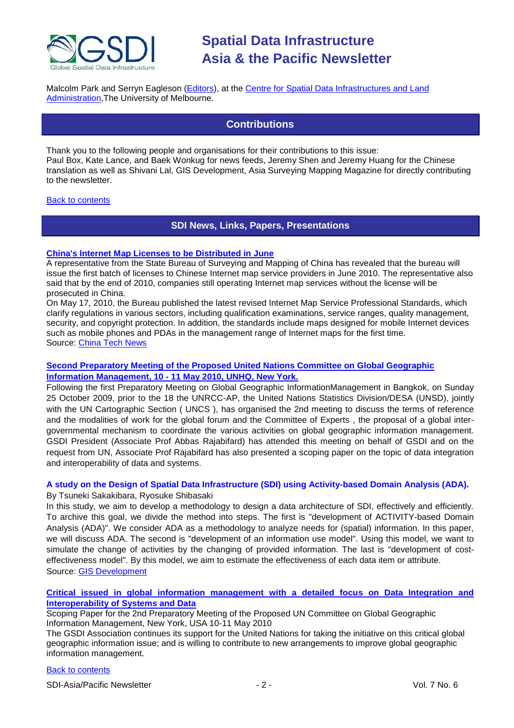Malcolm Park and Serryn Eagleson (Editors), at the Centre for Spatial Data Infrastructures and Land Administration,The University of Melbourne.

## Contributions

Thank you to the following people and organisations for their contributions to this issue:
Paul Box, Kate Lance, and Baek Wonkug for news feeds, Jeremy Shen and Jeremy Huang for the Chinese translation as well as Shivani Lal, GIS Development, Asia Surveying Mapping Magazine for directly contributing to the newsletter.

Back to contents

## SDI News, Links, Papers, Presentations

### China's Internet Map Licenses to be Distributed in June

A representative from the State Bureau of Surveying and Mapping of China has revealed that the bureau will issue the first batch of licenses to Chinese Internet map service providers in June 2010. The representative also said that by the end of 2010, companies still operating Internet map services without the license will be prosecuted in China.

On May 17, 2010, the Bureau published the latest revised Internet Map Service Professional Standards, which clarify regulations in various sectors, including qualification examinations, service ranges, quality management, security, and copyright protection. In addition, the standards include maps designed for mobile Internet devices such as mobile phones and PDAs in the management range of Internet maps for the first time.

Source: China Tech News

### Second Preparatory Meeting of the Proposed United Nations Committee on Global Geographic Information Management, 10 - 11 May 2010, UNHQ, New York.

Following the first Preparatory Meeting on Global Geographic InformationManagement in Bangkok, on Sunday 25 October 2009, prior to the 18 the UNRCC-AP, the United Nations Statistics Division/DESA (UNSD), jointly with the UN Cartographic Section ( UNCS ), has organised the 2nd meeting to discuss the terms of reference and the modalities of work for the global forum and the Committee of Experts , the proposal of a global inter-governmental mechanism to coordinate the various activities on global geographic information management. GSDI President (Associate Prof Abbas Rajabifard) has attended this meeting on behalf of GSDI and on the request from UN, Associate Prof Rajabifard has also presented a scoping paper on the topic of data integration and interoperability of data and systems.

### A study on the Design of Spatial Data Infrastructure (SDI) using Activity-based Domain Analysis (ADA).

By Tsuneki Sakakibara, Ryosuke Shibasaki

In this study, we aim to develop a methodology to design a data architecture of SDI, effectively and efficiently. To archive this goal, we divide the method into steps. The first is "development of ACTIVITY-based Domain Analysis (ADA)". We consider ADA as a methodology to analyze needs for (spatial) information. In this paper, we will discuss ADA. The second is "development of an information use model". Using this model, we want to simulate the change of activities by the changing of provided information. The last is "development of cost-effectiveness model". By this model, we aim to estimate the effectiveness of each data item or attribute.

Source: GIS Development

### Critical issued in global information management with a detailed focus on Data Integration and Interoperability of Systems and Data

Scoping Paper for the 2nd Preparatory Meeting of the Proposed UN Committee on Global Geographic Information Management, New York, USA 10-11 May 2010

The GSDI Association continues its support for the United Nations for taking the initiative on this critical global geographic information issue; and is willing to contribute to new arrangements to improve global geographic information management.

Back to contents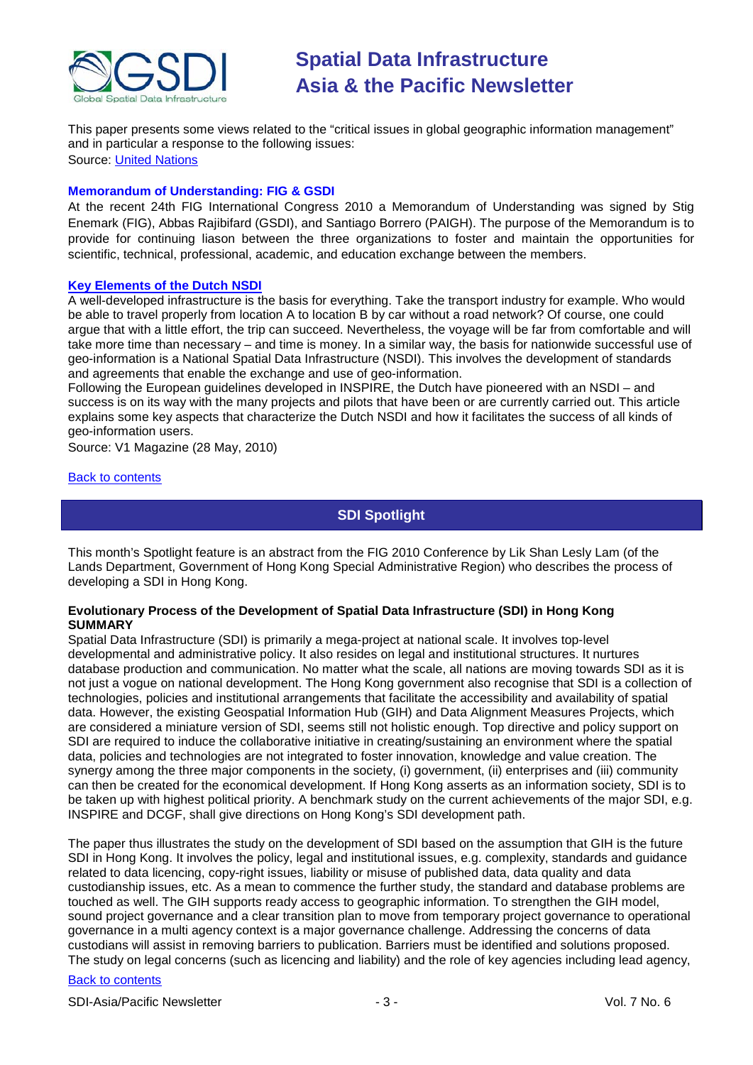This paper presents some views related to the "critical issues in global geographic information management" and in particular a response to the following issues:
Source: United Nations

### Memorandum of Understanding: FIG & GSDI

At the recent 24th FIG International Congress 2010 a Memorandum of Understanding was signed by Stig Enemark (FIG), Abbas Rajibifard (GSDI), and Santiago Borrero (PAIGH). The purpose of the Memorandum is to provide for continuing liason between the three organizations to foster and maintain the opportunities for scientific, technical, professional, academic, and education exchange between the members.

### Key Elements of the Dutch NSDI

A well-developed infrastructure is the basis for everything. Take the transport industry for example. Who would be able to travel properly from location A to location B by car without a road network? Of course, one could argue that with a little effort, the trip can succeed. Nevertheless, the voyage will be far from comfortable and will take more time than necessary – and time is money. In a similar way, the basis for nationwide successful use of geo-information is a National Spatial Data Infrastructure (NSDI). This involves the development of standards and agreements that enable the exchange and use of geo-information.
Following the European guidelines developed in INSPIRE, the Dutch have pioneered with an NSDI – and success is on its way with the many projects and pilots that have been or are currently carried out. This article explains some key aspects that characterize the Dutch NSDI and how it facilitates the success of all kinds of geo-information users.
Source: V1 Magazine (28 May, 2010)

Back to contents

## SDI Spotlight

This month's Spotlight feature is an abstract from the FIG 2010 Conference by Lik Shan Lesly Lam (of the Lands Department, Government of Hong Kong Special Administrative Region) who describes the process of developing a SDI in Hong Kong.

**Evolutionary Process of the Development of Spatial Data Infrastructure (SDI) in Hong Kong**
**SUMMARY**

Spatial Data Infrastructure (SDI) is primarily a mega-project at national scale. It involves top-level developmental and administrative policy. It also resides on legal and institutional structures. It nurtures database production and communication. No matter what the scale, all nations are moving towards SDI as it is not just a vogue on national development. The Hong Kong government also recognise that SDI is a collection of technologies, policies and institutional arrangements that facilitate the accessibility and availability of spatial data. However, the existing Geospatial Information Hub (GIH) and Data Alignment Measures Projects, which are considered a miniature version of SDI, seems still not holistic enough. Top directive and policy support on SDI are required to induce the collaborative initiative in creating/sustaining an environment where the spatial data, policies and technologies are not integrated to foster innovation, knowledge and value creation. The synergy among the three major components in the society, (i) government, (ii) enterprises and (iii) community can then be created for the economical development. If Hong Kong asserts as an information society, SDI is to be taken up with highest political priority. A benchmark study on the current achievements of the major SDI, e.g. INSPIRE and DCGF, shall give directions on Hong Kong's SDI development path.

The paper thus illustrates the study on the development of SDI based on the assumption that GIH is the future SDI in Hong Kong. It involves the policy, legal and institutional issues, e.g. complexity, standards and guidance related to data licencing, copy-right issues, liability or misuse of published data, data quality and data custodianship issues, etc. As a mean to commence the further study, the standard and database problems are touched as well. The GIH supports ready access to geographic information. To strengthen the GIH model, sound project governance and a clear transition plan to move from temporary project governance to operational governance in a multi agency context is a major governance challenge. Addressing the concerns of data custodians will assist in removing barriers to publication. Barriers must be identified and solutions proposed. The study on legal concerns (such as licencing and liability) and the role of key agencies including lead agency,

Back to contents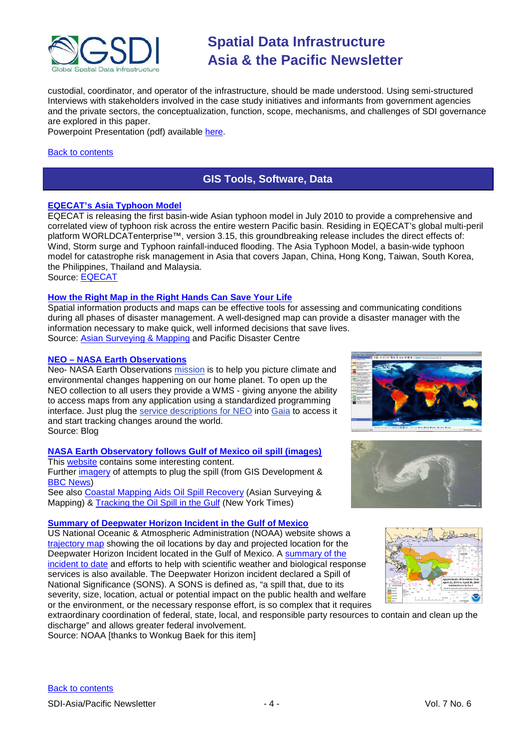custodial, coordinator, and operator of the infrastructure, should be made understood. Using semi-structured Interviews with stakeholders involved in the case study initiatives and informants from government agencies and the private sectors, the conceptualization, function, scope, mechanisms, and challenges of SDI governance are explored in this paper.
Powerpoint Presentation (pdf) available here.

Back to contents

## GIS Tools, Software, Data

### EQECAT's Asia Typhoon Model

EQECAT is releasing the first basin-wide Asian typhoon model in July 2010 to provide a comprehensive and correlated view of typhoon risk across the entire western Pacific basin. Residing in EQECAT's global multi-peril platform WORLDCATenterprise™, version 3.15, this groundbreaking release includes the direct effects of: Wind, Storm surge and Typhoon rainfall-induced flooding. The Asia Typhoon Model, a basin-wide typhoon model for catastrophe risk management in Asia that covers Japan, China, Hong Kong, Taiwan, South Korea, the Philippines, Thailand and Malaysia.
Source: EQECAT

### How the Right Map in the Right Hands Can Save Your Life

Spatial information products and maps can be effective tools for assessing and communicating conditions during all phases of disaster management. A well-designed map can provide a disaster manager with the information necessary to make quick, well informed decisions that save lives.
Source: Asian Surveying & Mapping and Pacific Disaster Centre

### NEO – NASA Earth Observations

Neo- NASA Earth Observations mission is to help you picture climate and environmental changes happening on our home planet. To open up the NEO collection to all users they provide a WMS - giving anyone the ability to access maps from any application using a standardized programming interface. Just plug the service descriptions for NEO into Gaia to access it and start tracking changes around the world.
Source: Blog

### NASA Earth Observatory follows Gulf of Mexico oil spill (images)

This website contains some interesting content.
Further imagery of attempts to plug the spill (from GIS Development & BBC News)
See also Coastal Mapping Aids Oil Spill Recovery (Asian Surveying & Mapping) & Tracking the Oil Spill in the Gulf (New York Times)

### Summary of Deepwater Horizon Incident in the Gulf of Mexico

US National Oceanic & Atmospheric Administration (NOAA) website shows a trajectory map showing the oil locations by day and projected location for the Deepwater Horizon Incident located in the Gulf of Mexico. A summary of the incident to date and efforts to help with scientific weather and biological response services is also available. The Deepwater Horizon incident declared a Spill of National Significance (SONS). A SONS is defined as, "a spill that, due to its severity, size, location, actual or potential impact on the public health and welfare or the environment, or the necessary response effort, is so complex that it requires extraordinary coordination of federal, state, local, and responsible party resources to contain and clean up the discharge" and allows greater federal involvement.
Source: NOAA [thanks to Wonkug Baek for this item]

Back to contents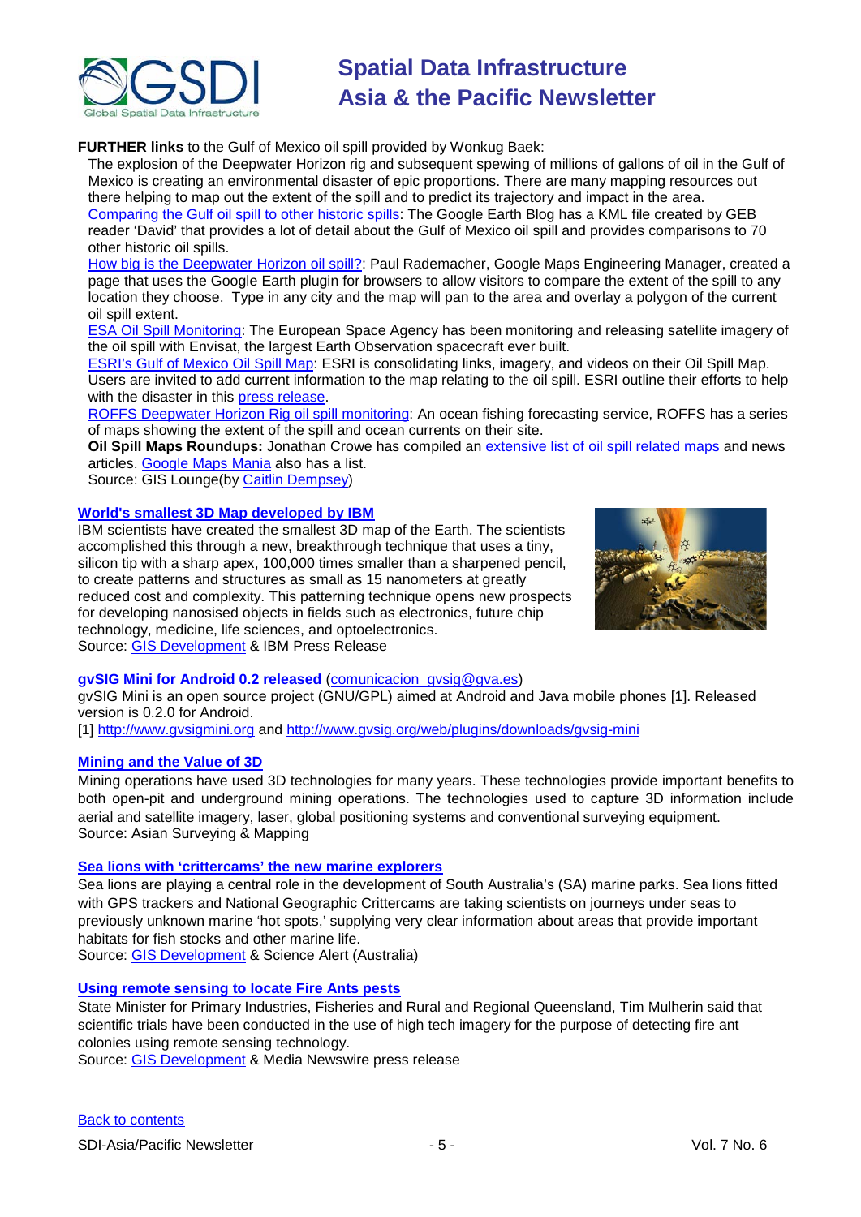**FURTHER links** to the Gulf of Mexico oil spill provided by Wonkug Baek:

The explosion of the Deepwater Horizon rig and subsequent spewing of millions of gallons of oil in the Gulf of Mexico is creating an environmental disaster of epic proportions. There are many mapping resources out there helping to map out the extent of the spill and to predict its trajectory and impact in the area.

Comparing the Gulf oil spill to other historic spills: The Google Earth Blog has a KML file created by GEB reader 'David' that provides a lot of detail about the Gulf of Mexico oil spill and provides comparisons to 70 other historic oil spills.

How big is the Deepwater Horizon oil spill?: Paul Rademacher, Google Maps Engineering Manager, created a page that uses the Google Earth plugin for browsers to allow visitors to compare the extent of the spill to any location they choose. Type in any city and the map will pan to the area and overlay a polygon of the current oil spill extent.

ESA Oil Spill Monitoring: The European Space Agency has been monitoring and releasing satellite imagery of the oil spill with Envisat, the largest Earth Observation spacecraft ever built.

ESRI's Gulf of Mexico Oil Spill Map: ESRI is consolidating links, imagery, and videos on their Oil Spill Map. Users are invited to add current information to the map relating to the oil spill. ESRI outline their efforts to help with the disaster in this press release.

ROFFS Deepwater Horizon Rig oil spill monitoring: An ocean fishing forecasting service, ROFFS has a series of maps showing the extent of the spill and ocean currents on their site.

**Oil Spill Maps Roundups:** Jonathan Crowe has compiled an extensive list of oil spill related maps and news articles. Google Maps Mania also has a list.

Source: GIS Lounge(by Caitlin Dempsey)

## World's smallest 3D Map developed by IBM

IBM scientists have created the smallest 3D map of the Earth. The scientists accomplished this through a new, breakthrough technique that uses a tiny, silicon tip with a sharp apex, 100,000 times smaller than a sharpened pencil, to create patterns and structures as small as 15 nanometers at greatly reduced cost and complexity. This patterning technique opens new prospects for developing nanosised objects in fields such as electronics, future chip technology, medicine, life sciences, and optoelectronics.

Source: GIS Development & IBM Press Release

## gvSIG Mini for Android 0.2 released (comunicacion_gvsig@gva.es)

gvSIG Mini is an open source project (GNU/GPL) aimed at Android and Java mobile phones [1]. Released version is 0.2.0 for Android.

[1] http://www.gvsigmini.org and http://www.gvsig.org/web/plugins/downloads/gvsig-mini

## Mining and the Value of 3D

Mining operations have used 3D technologies for many years. These technologies provide important benefits to both open-pit and underground mining operations. The technologies used to capture 3D information include aerial and satellite imagery, laser, global positioning systems and conventional surveying equipment.

Source: Asian Surveying & Mapping

## Sea lions with 'crittercams' the new marine explorers

Sea lions are playing a central role in the development of South Australia's (SA) marine parks. Sea lions fitted with GPS trackers and National Geographic Crittercams are taking scientists on journeys under seas to previously unknown marine 'hot spots,' supplying very clear information about areas that provide important habitats for fish stocks and other marine life.

Source: GIS Development & Science Alert (Australia)

## Using remote sensing to locate Fire Ants pests

State Minister for Primary Industries, Fisheries and Rural and Regional Queensland, Tim Mulherin said that scientific trials have been conducted in the use of high tech imagery for the purpose of detecting fire ant colonies using remote sensing technology.

Source: GIS Development & Media Newswire press release

Back to contents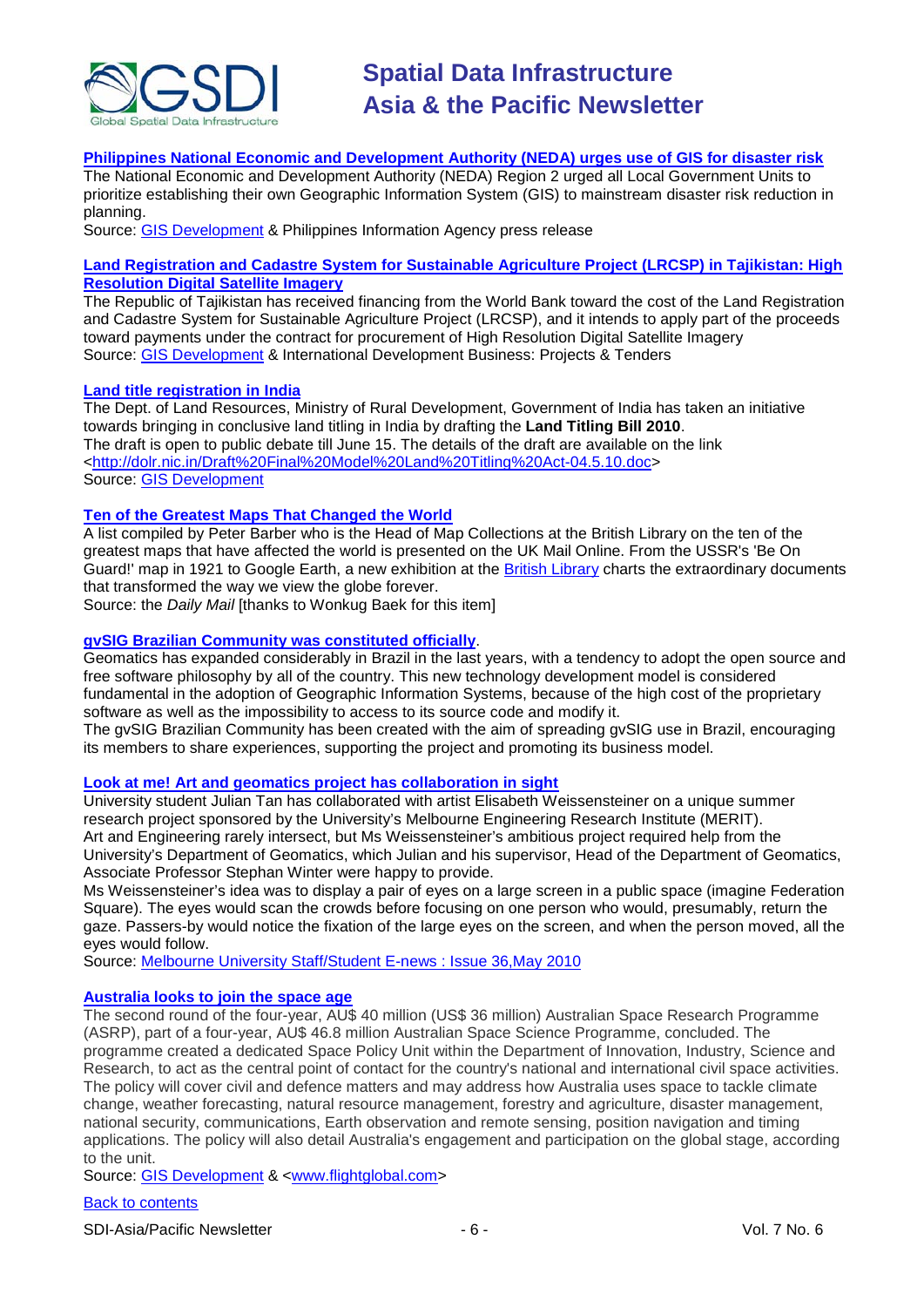### Philippines National Economic and Development Authority (NEDA) urges use of GIS for disaster risk

The National Economic and Development Authority (NEDA) Region 2 urged all Local Government Units to prioritize establishing their own Geographic Information System (GIS) to mainstream disaster risk reduction in planning.

Source: GIS Development & Philippines Information Agency press release

### Land Registration and Cadastre System for Sustainable Agriculture Project (LRCSP) in Tajikistan: High Resolution Digital Satellite Imagery

The Republic of Tajikistan has received financing from the World Bank toward the cost of the Land Registration and Cadastre System for Sustainable Agriculture Project (LRCSP), and it intends to apply part of the proceeds toward payments under the contract for procurement of High Resolution Digital Satellite Imagery

Source: GIS Development & International Development Business: Projects & Tenders

### Land title registration in India

The Dept. of Land Resources, Ministry of Rural Development, Government of India has taken an initiative towards bringing in conclusive land titling in India by drafting the **Land Titling Bill 2010**.

The draft is open to public debate till June 15. The details of the draft are available on the link <http://dolr.nic.in/Draft%20Final%20Model%20Land%20Titling%20Act-04.5.10.doc>

Source: GIS Development

### Ten of the Greatest Maps That Changed the World

A list compiled by Peter Barber who is the Head of Map Collections at the British Library on the ten of the greatest maps that have affected the world is presented on the UK Mail Online. From the USSR's 'Be On Guard!' map in 1921 to Google Earth, a new exhibition at the British Library charts the extraordinary documents that transformed the way we view the globe forever.

Source: the *Daily Mail* [thanks to Wonkug Baek for this item]

### gvSIG Brazilian Community was constituted officially.

Geomatics has expanded considerably in Brazil in the last years, with a tendency to adopt the open source and free software philosophy by all of the country. This new technology development model is considered fundamental in the adoption of Geographic Information Systems, because of the high cost of the proprietary software as well as the impossibility to access to its source code and modify it.

The gvSIG Brazilian Community has been created with the aim of spreading gvSIG use in Brazil, encouraging its members to share experiences, supporting the project and promoting its business model.

### Look at me! Art and geomatics project has collaboration in sight

University student Julian Tan has collaborated with artist Elisabeth Weissensteiner on a unique summer research project sponsored by the University's Melbourne Engineering Research Institute (MERIT).

Art and Engineering rarely intersect, but Ms Weissensteiner's ambitious project required help from the University's Department of Geomatics, which Julian and his supervisor, Head of the Department of Geomatics, Associate Professor Stephan Winter were happy to provide.

Ms Weissensteiner's idea was to display a pair of eyes on a large screen in a public space (imagine Federation Square). The eyes would scan the crowds before focusing on one person who would, presumably, return the gaze. Passers-by would notice the fixation of the large eyes on the screen, and when the person moved, all the eyes would follow.

Source: Melbourne University Staff/Student E-news : Issue 36,May 2010

### Australia looks to join the space age

The second round of the four-year, AU$ 40 million (US$ 36 million) Australian Space Research Programme (ASRP), part of a four-year, AU$ 46.8 million Australian Space Science Programme, concluded. The programme created a dedicated Space Policy Unit within the Department of Innovation, Industry, Science and Research, to act as the central point of contact for the country's national and international civil space activities. The policy will cover civil and defence matters and may address how Australia uses space to tackle climate change, weather forecasting, natural resource management, forestry and agriculture, disaster management, national security, communications, Earth observation and remote sensing, position navigation and timing applications. The policy will also detail Australia's engagement and participation on the global stage, according to the unit.

Source: GIS Development & <www.flightglobal.com>

Back to contents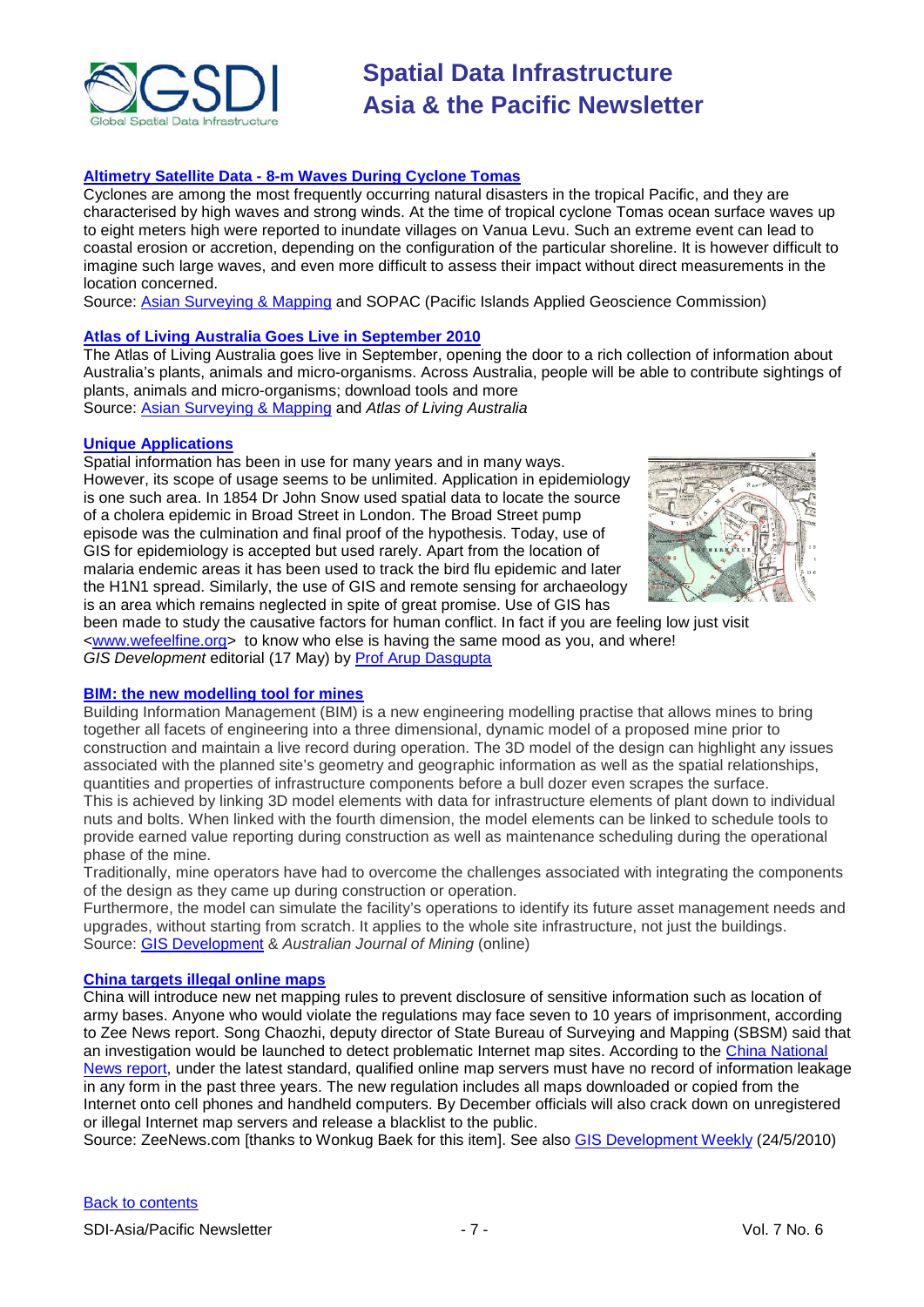### Altimetry Satellite Data - 8-m Waves During Cyclone Tomas

Cyclones are among the most frequently occurring natural disasters in the tropical Pacific, and they are characterised by high waves and strong winds. At the time of tropical cyclone Tomas ocean surface waves up to eight meters high were reported to inundate villages on Vanua Levu. Such an extreme event can lead to coastal erosion or accretion, depending on the configuration of the particular shoreline. It is however difficult to imagine such large waves, and even more difficult to assess their impact without direct measurements in the location concerned.
Source: Asian Surveying & Mapping and SOPAC (Pacific Islands Applied Geoscience Commission)

### Atlas of Living Australia Goes Live in September 2010

The Atlas of Living Australia goes live in September, opening the door to a rich collection of information about Australia's plants, animals and micro-organisms. Across Australia, people will be able to contribute sightings of plants, animals and micro-organisms; download tools and more
Source: Asian Surveying & Mapping and *Atlas of Living Australia*

### Unique Applications

Spatial information has been in use for many years and in many ways. However, its scope of usage seems to be unlimited. Application in epidemiology is one such area. In 1854 Dr John Snow used spatial data to locate the source of a cholera epidemic in Broad Street in London. The Broad Street pump episode was the culmination and final proof of the hypothesis. Today, use of GIS for epidemiology is accepted but used rarely. Apart from the location of malaria endemic areas it has been used to track the bird flu epidemic and later the H1N1 spread. Similarly, the use of GIS and remote sensing for archaeology is an area which remains neglected in spite of great promise. Use of GIS has been made to study the causative factors for human conflict. In fact if you are feeling low just visit <www.wefeelfine.org> to know who else is having the same mood as you, and where!
*GIS Development* editorial (17 May) by Prof Arup Dasgupta

### BIM: the new modelling tool for mines

Building Information Management (BIM) is a new engineering modelling practise that allows mines to bring together all facets of engineering into a three dimensional, dynamic model of a proposed mine prior to construction and maintain a live record during operation. The 3D model of the design can highlight any issues associated with the planned site's geometry and geographic information as well as the spatial relationships, quantities and properties of infrastructure components before a bull dozer even scrapes the surface.
This is achieved by linking 3D model elements with data for infrastructure elements of plant down to individual nuts and bolts. When linked with the fourth dimension, the model elements can be linked to schedule tools to provide earned value reporting during construction as well as maintenance scheduling during the operational phase of the mine.
Traditionally, mine operators have had to overcome the challenges associated with integrating the components of the design as they came up during construction or operation.
Furthermore, the model can simulate the facility's operations to identify its future asset management needs and upgrades, without starting from scratch. It applies to the whole site infrastructure, not just the buildings.
Source: GIS Development & *Australian Journal of Mining* (online)

### China targets illegal online maps

China will introduce new net mapping rules to prevent disclosure of sensitive information such as location of army bases. Anyone who would violate the regulations may face seven to 10 years of imprisonment, according to Zee News report. Song Chaozhi, deputy director of State Bureau of Surveying and Mapping (SBSM) said that an investigation would be launched to detect problematic Internet map sites. According to the China National News report, under the latest standard, qualified online map servers must have no record of information leakage in any form in the past three years. The new regulation includes all maps downloaded or copied from the Internet onto cell phones and handheld computers. By December officials will also crack down on unregistered or illegal Internet map servers and release a blacklist to the public.
Source: ZeeNews.com [thanks to Wonkug Baek for this item]. See also GIS Development Weekly (24/5/2010)

Back to contents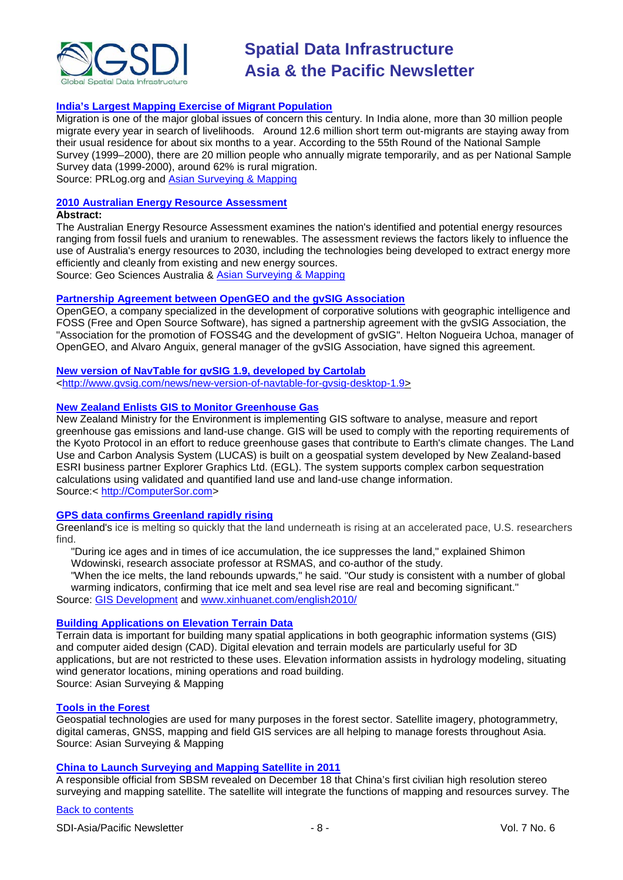### India's Largest Mapping Exercise of Migrant Population

Migration is one of the major global issues of concern this century. In India alone, more than 30 million people migrate every year in search of livelihoods. Around 12.6 million short term out-migrants are staying away from their usual residence for about six months to a year. According to the 55th Round of the National Sample Survey (1999–2000), there are 20 million people who annually migrate temporarily, and as per National Sample Survey data (1999-2000), around 62% is rural migration.

Source: PRLog.org and Asian Surveying & Mapping

### 2010 Australian Energy Resource Assessment

**Abstract:**

The Australian Energy Resource Assessment examines the nation's identified and potential energy resources ranging from fossil fuels and uranium to renewables. The assessment reviews the factors likely to influence the use of Australia's energy resources to 2030, including the technologies being developed to extract energy more efficiently and cleanly from existing and new energy sources.

Source: Geo Sciences Australia & Asian Surveying & Mapping

### Partnership Agreement between OpenGEO and the gvSIG Association

OpenGEO, a company specialized in the development of corporative solutions with geographic intelligence and FOSS (Free and Open Source Software), has signed a partnership agreement with the gvSIG Association, the "Association for the promotion of FOSS4G and the development of gvSIG". Helton Nogueira Uchoa, manager of OpenGEO, and Alvaro Anguix, general manager of the gvSIG Association, have signed this agreement.

### New version of NavTable for gvSIG 1.9, developed by Cartolab

<http://www.gvsig.com/news/new-version-of-navtable-for-gvsig-desktop-1.9>

### New Zealand Enlists GIS to Monitor Greenhouse Gas

New Zealand Ministry for the Environment is implementing GIS software to analyse, measure and report greenhouse gas emissions and land-use change. GIS will be used to comply with the reporting requirements of the Kyoto Protocol in an effort to reduce greenhouse gases that contribute to Earth's climate changes. The Land Use and Carbon Analysis System (LUCAS) is built on a geospatial system developed by New Zealand-based ESRI business partner Explorer Graphics Ltd. (EGL). The system supports complex carbon sequestration calculations using validated and quantified land use and land-use change information.

Source:< http://ComputerSor.com>

### GPS data confirms Greenland rapidly rising

Greenland's ice is melting so quickly that the land underneath is rising at an accelerated pace, U.S. researchers find.

"During ice ages and in times of ice accumulation, the ice suppresses the land," explained Shimon Wdowinski, research associate professor at RSMAS, and co-author of the study.

"When the ice melts, the land rebounds upwards," he said. "Our study is consistent with a number of global warming indicators, confirming that ice melt and sea level rise are real and becoming significant."

Source: GIS Development and www.xinhuanet.com/english2010/

### Building Applications on Elevation Terrain Data

Terrain data is important for building many spatial applications in both geographic information systems (GIS) and computer aided design (CAD). Digital elevation and terrain models are particularly useful for 3D applications, but are not restricted to these uses. Elevation information assists in hydrology modeling, situating wind generator locations, mining operations and road building.

Source: Asian Surveying & Mapping

### Tools in the Forest

Geospatial technologies are used for many purposes in the forest sector. Satellite imagery, photogrammetry, digital cameras, GNSS, mapping and field GIS services are all helping to manage forests throughout Asia.

Source: Asian Surveying & Mapping

### China to Launch Surveying and Mapping Satellite in 2011

A responsible official from SBSM revealed on December 18 that China's first civilian high resolution stereo surveying and mapping satellite. The satellite will integrate the functions of mapping and resources survey. The

Back to contents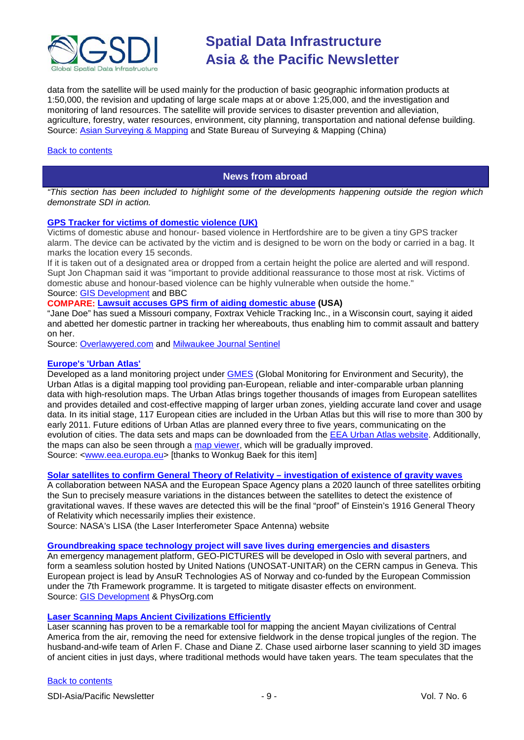data from the satellite will be used mainly for the production of basic geographic information products at 1:50,000, the revision and updating of large scale maps at or above 1:25,000, and the investigation and monitoring of land resources. The satellite will provide services to disaster prevention and alleviation, agriculture, forestry, water resources, environment, city planning, transportation and national defense building. Source: Asian Surveying & Mapping and State Bureau of Surveying & Mapping (China)

Back to contents

## News from abroad

*"This section has been included to highlight some of the developments happening outside the region which demonstrate SDI in action.*

**GPS Tracker for victims of domestic violence (UK)**

Victims of domestic abuse and honour- based violence in Hertfordshire are to be given a tiny GPS tracker alarm. The device can be activated by the victim and is designed to be worn on the body or carried in a bag. It marks the location every 15 seconds.

If it is taken out of a designated area or dropped from a certain height the police are alerted and will respond. Supt Jon Chapman said it was "important to provide additional reassurance to those most at risk. Victims of domestic abuse and honour-based violence can be highly vulnerable when outside the home."

Source: GIS Development and BBC

**COMPARE: Lawsuit accuses GPS firm of aiding domestic abuse (USA)**

"Jane Doe" has sued a Missouri company, Foxtrax Vehicle Tracking Inc., in a Wisconsin court, saying it aided and abetted her domestic partner in tracking her whereabouts, thus enabling him to commit assault and battery on her.

Source: Overlawyered.com and Milwaukee Journal Sentinel

**Europe's 'Urban Atlas'**

Developed as a land monitoring project under GMES (Global Monitoring for Environment and Security), the Urban Atlas is a digital mapping tool providing pan-European, reliable and inter-comparable urban planning data with high-resolution maps. The Urban Atlas brings together thousands of images from European satellites and provides detailed and cost-effective mapping of larger urban zones, yielding accurate land cover and usage data. In its initial stage, 117 European cities are included in the Urban Atlas but this will rise to more than 300 by early 2011. Future editions of Urban Atlas are planned every three to five years, communicating on the evolution of cities. The data sets and maps can be downloaded from the EEA Urban Atlas website. Additionally, the maps can also be seen through a map viewer, which will be gradually improved.

Source: <www.eea.europa.eu> [thanks to Wonkug Baek for this item]

**Solar satellites to confirm General Theory of Relativity – investigation of existence of gravity waves**

A collaboration between NASA and the European Space Agency plans a 2020 launch of three satellites orbiting the Sun to precisely measure variations in the distances between the satellites to detect the existence of gravitational waves. If these waves are detected this will be the final "proof" of Einstein's 1916 General Theory of Relativity which necessarily implies their existence.

Source: NASA's LISA (the Laser Interferometer Space Antenna) website

**Groundbreaking space technology project will save lives during emergencies and disasters**

An emergency management platform, GEO-PICTURES will be developed in Oslo with several partners, and form a seamless solution hosted by United Nations (UNOSAT-UNITAR) on the CERN campus in Geneva. This European project is lead by AnsuR Technologies AS of Norway and co-funded by the European Commission under the 7th Framework programme. It is targeted to mitigate disaster effects on environment.

Source: GIS Development & PhysOrg.com

**Laser Scanning Maps Ancient Civilizations Efficiently**

Laser scanning has proven to be a remarkable tool for mapping the ancient Mayan civilizations of Central America from the air, removing the need for extensive fieldwork in the dense tropical jungles of the region. The husband-and-wife team of Arlen F. Chase and Diane Z. Chase used airborne laser scanning to yield 3D images of ancient cities in just days, where traditional methods would have taken years. The team speculates that the

Back to contents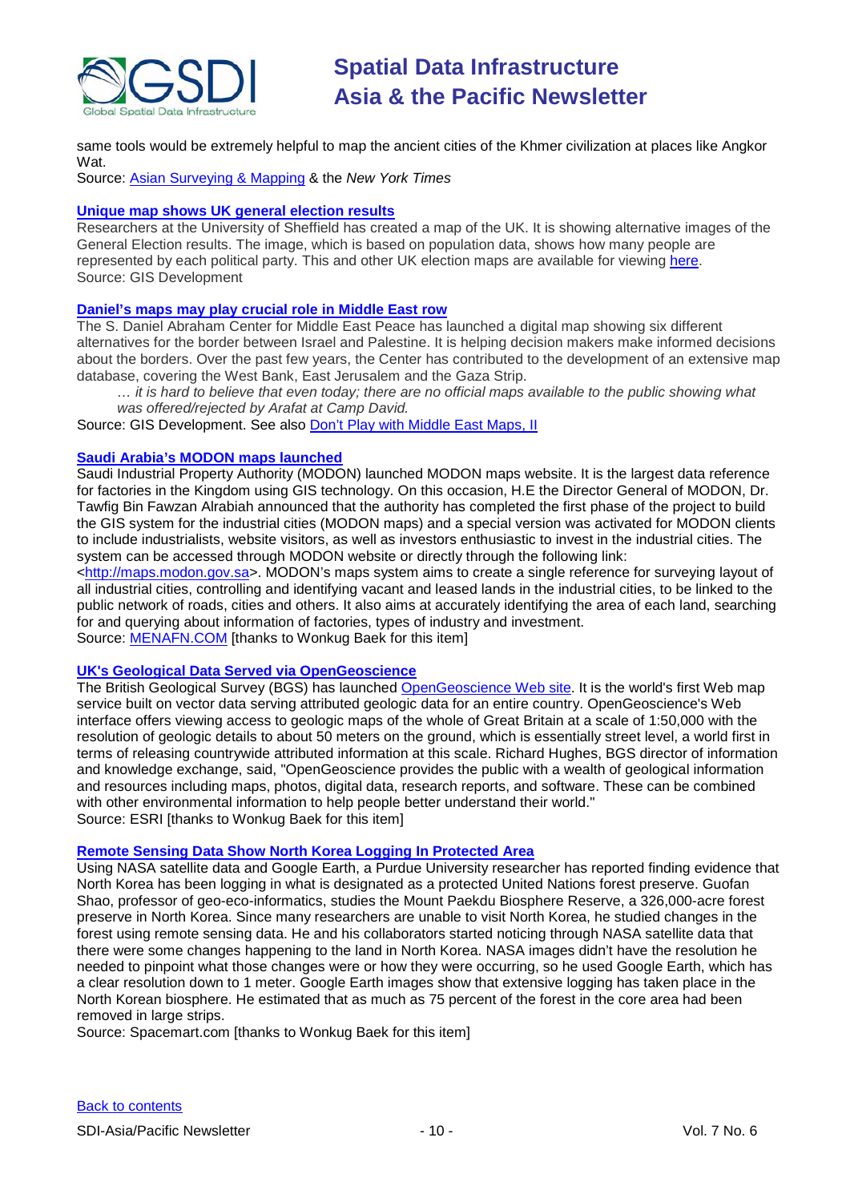same tools would be extremely helpful to map the ancient cities of the Khmer civilization at places like Angkor Wat.
Source: [Asian Surveying & Mapping] & the *New York Times*

### [Unique map shows UK general election results]

Researchers at the University of Sheffield has created a map of the UK. It is showing alternative images of the General Election results. The image, which is based on population data, shows how many people are represented by each political party. This and other UK election maps are available for viewing [here].
Source: GIS Development

### [Daniel's maps may play crucial role in Middle East row]

The S. Daniel Abraham Center for Middle East Peace has launched a digital map showing six different alternatives for the border between Israel and Palestine. It is helping decision makers make informed decisions about the borders. Over the past few years, the Center has contributed to the development of an extensive map database, covering the West Bank, East Jerusalem and the Gaza Strip.

> *… it is hard to believe that even today; there are no official maps available to the public showing what was offered/rejected by Arafat at Camp David.*

Source: GIS Development. See also [Don't Play with Middle East Maps, II]

### [Saudi Arabia's MODON maps launched]

Saudi Industrial Property Authority (MODON) launched MODON maps website. It is the largest data reference for factories in the Kingdom using GIS technology. On this occasion, H.E the Director General of MODON, Dr. Tawfig Bin Fawzan Alrabiah announced that the authority has completed the first phase of the project to build the GIS system for the industrial cities (MODON maps) and a special version was activated for MODON clients to include industrialists, website visitors, as well as investors enthusiastic to invest in the industrial cities. The system can be accessed through MODON website or directly through the following link: <http://maps.modon.gov.sa>. MODON's maps system aims to create a single reference for surveying layout of all industrial cities, controlling and identifying vacant and leased lands in the industrial cities, to be linked to the public network of roads, cities and others. It also aims at accurately identifying the area of each land, searching for and querying about information of factories, types of industry and investment.
Source: [MENAFN.COM] [thanks to Wonkug Baek for this item]

### [UK's Geological Data Served via OpenGeoscience]

The British Geological Survey (BGS) has launched [OpenGeoscience Web site]. It is the world's first Web map service built on vector data serving attributed geologic data for an entire country. OpenGeoscience's Web interface offers viewing access to geologic maps of the whole of Great Britain at a scale of 1:50,000 with the resolution of geologic details to about 50 meters on the ground, which is essentially street level, a world first in terms of releasing countrywide attributed information at this scale. Richard Hughes, BGS director of information and knowledge exchange, said, "OpenGeoscience provides the public with a wealth of geological information and resources including maps, photos, digital data, research reports, and software. These can be combined with other environmental information to help people better understand their world."
Source: ESRI [thanks to Wonkug Baek for this item]

### [Remote Sensing Data Show North Korea Logging In Protected Area]

Using NASA satellite data and Google Earth, a Purdue University researcher has reported finding evidence that North Korea has been logging in what is designated as a protected United Nations forest preserve. Guofan Shao, professor of geo-eco-informatics, studies the Mount Paekdu Biosphere Reserve, a 326,000-acre forest preserve in North Korea. Since many researchers are unable to visit North Korea, he studied changes in the forest using remote sensing data. He and his collaborators started noticing through NASA satellite data that there were some changes happening to the land in North Korea. NASA images didn't have the resolution he needed to pinpoint what those changes were or how they were occurring, so he used Google Earth, which has a clear resolution down to 1 meter. Google Earth images show that extensive logging has taken place in the North Korean biosphere. He estimated that as much as 75 percent of the forest in the core area had been removed in large strips.
Source: Spacemart.com [thanks to Wonkug Baek for this item]

[Back to contents]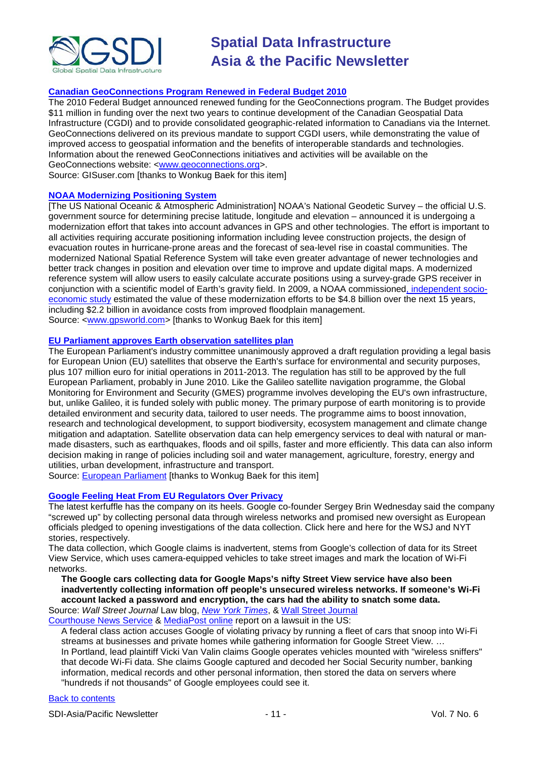### Canadian GeoConnections Program Renewed in Federal Budget 2010

The 2010 Federal Budget announced renewed funding for the GeoConnections program. The Budget provides $11 million in funding over the next two years to continue development of the Canadian Geospatial Data Infrastructure (CGDI) and to provide consolidated geographic-related information to Canadians via the Internet. GeoConnections delivered on its previous mandate to support CGDI users, while demonstrating the value of improved access to geospatial information and the benefits of interoperable standards and technologies. Information about the renewed GeoConnections initiatives and activities will be available on the GeoConnections website: <www.geoconnections.org>.

Source: GISuser.com [thanks to Wonkug Baek for this item]

### NOAA Modernizing Positioning System

[The US National Oceanic & Atmospheric Administration] NOAA's National Geodetic Survey – the official U.S. government source for determining precise latitude, longitude and elevation – announced it is undergoing a modernization effort that takes into account advances in GPS and other technologies. The effort is important to all activities requiring accurate positioning information including levee construction projects, the design of evacuation routes in hurricane-prone areas and the forecast of sea-level rise in coastal communities. The modernized National Spatial Reference System will take even greater advantage of newer technologies and better track changes in position and elevation over time to improve and update digital maps. A modernized reference system will allow users to easily calculate accurate positions using a survey-grade GPS receiver in conjunction with a scientific model of Earth's gravity field. In 2009, a NOAA commissioned, independent socio-economic study estimated the value of these modernization efforts to be $4.8 billion over the next 15 years, including $2.2 billion in avoidance costs from improved floodplain management.

Source: <www.gpsworld.com> [thanks to Wonkug Baek for this item]

### EU Parliament approves Earth observation satellites plan

The European Parliament's industry committee unanimously approved a draft regulation providing a legal basis for European Union (EU) satellites that observe the Earth's surface for environmental and security purposes, plus 107 million euro for initial operations in 2011-2013. The regulation has still to be approved by the full European Parliament, probably in June 2010. Like the Galileo satellite navigation programme, the Global Monitoring for Environment and Security (GMES) programme involves developing the EU's own infrastructure, but, unlike Galileo, it is funded solely with public money. The primary purpose of earth monitoring is to provide detailed environment and security data, tailored to user needs. The programme aims to boost innovation, research and technological development, to support biodiversity, ecosystem management and climate change mitigation and adaptation. Satellite observation data can help emergency services to deal with natural or man-made disasters, such as earthquakes, floods and oil spills, faster and more efficiently. This data can also inform decision making in range of policies including soil and water management, agriculture, forestry, energy and utilities, urban development, infrastructure and transport.

Source: European Parliament [thanks to Wonkug Baek for this item]

### Google Feeling Heat From EU Regulators Over Privacy

The latest kerfuffle has the company on its heels. Google co-founder Sergey Brin Wednesday said the company "screwed up" by collecting personal data through wireless networks and promised new oversight as European officials pledged to opening investigations of the data collection. Click here and here for the WSJ and NYT stories, respectively.

The data collection, which Google claims is inadvertent, stems from Google's collection of data for its Street View Service, which uses camera-equipped vehicles to take street images and mark the location of Wi-Fi networks.

> **The Google cars collecting data for Google Maps's nifty Street View service have also been inadvertently collecting information off people's unsecured wireless networks. If someone's Wi-Fi account lacked a password and encryption, the cars had the ability to snatch some data.**

Source: *Wall Street Journal* Law blog, *New York Times*, & Wall Street Journal

Courthouse News Service & MediaPost online report on a lawsuit in the US:

> A federal class action accuses Google of violating privacy by running a fleet of cars that snoop into Wi-Fi streams at businesses and private homes while gathering information for Google Street View. …
>
> In Portland, lead plaintiff Vicki Van Valin claims Google operates vehicles mounted with "wireless sniffers" that decode Wi-Fi data. She claims Google captured and decoded her Social Security number, banking information, medical records and other personal information, then stored the data on servers where "hundreds if not thousands" of Google employees could see it.

Back to contents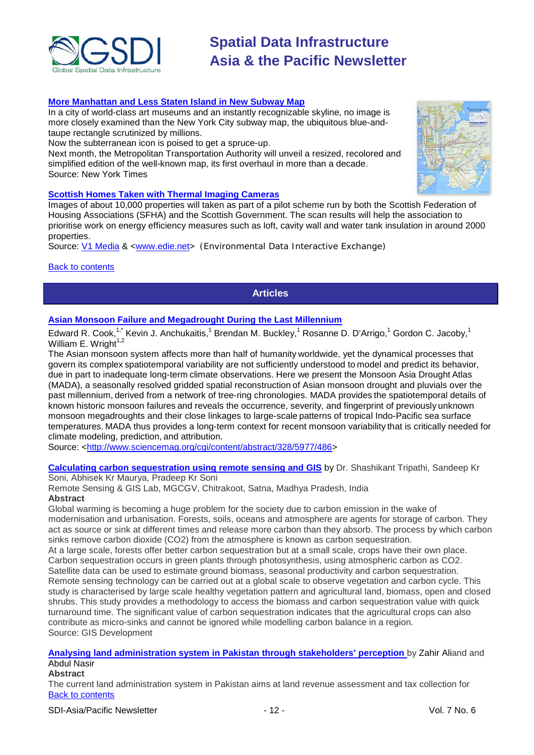**[More Manhattan and Less Staten Island in New Subway Map](#)**

In a city of world-class art museums and an instantly recognizable skyline, no image is more closely examined than the New York City subway map, the ubiquitous blue-and-taupe rectangle scrutinized by millions.

Now the subterranean icon is poised to get a spruce-up.

Next month, the Metropolitan Transportation Authority will unveil a resized, recolored and simplified edition of the well-known map, its first overhaul in more than a decade.

Source: New York Times

**[Scottish Homes Taken with Thermal Imaging Cameras](#)**

Images of about 10,000 properties will taken as part of a pilot scheme run by both the Scottish Federation of Housing Associations (SFHA) and the Scottish Government. The scan results will help the association to prioritise work on energy efficiency measures such as loft, cavity wall and water tank insulation in around 2000 properties.

Source: V1 Media & <www.edie.net> (Environmental Data Interactive Exchange)

Back to contents

## Articles

**[Asian Monsoon Failure and Megadrought During the Last Millennium](#)**

Edward R. Cook,[1,*] Kevin J. Anchukaitis,[1] Brendan M. Buckley,[1] Rosanne D. D'Arrigo,[1] Gordon C. Jacoby,[1] William E. Wright[1,2]

The Asian monsoon system affects more than half of humanity worldwide, yet the dynamical processes that govern its complex spatiotemporal variability are not sufficiently understood to model and predict its behavior, due in part to inadequate long-term climate observations. Here we present the Monsoon Asia Drought Atlas (MADA), a seasonally resolved gridded spatial reconstruction of Asian monsoon drought and pluvials over the past millennium, derived from a network of tree-ring chronologies. MADA provides the spatiotemporal details of known historic monsoon failures and reveals the occurrence, severity, and fingerprint of previously unknown monsoon megadroughts and their close linkages to large-scale patterns of tropical Indo-Pacific sea surface temperatures. MADA thus provides a long-term context for recent monsoon variability that is critically needed for climate modeling, prediction, and attribution.

Source: <http://www.sciencemag.org/cgi/content/abstract/328/5977/486>

**[Calculating carbon sequestration using remote sensing and GIS](#)** by Dr. Shashikant Tripathi, Sandeep Kr Soni, Abhisek Kr Maurya, Pradeep Kr Soni

Remote Sensing & GIS Lab, MGCGV, Chitrakoot, Satna, Madhya Pradesh, India

**Abstract**

Global warming is becoming a huge problem for the society due to carbon emission in the wake of modernisation and urbanisation. Forests, soils, oceans and atmosphere are agents for storage of carbon. They act as source or sink at different times and release more carbon than they absorb. The process by which carbon sinks remove carbon dioxide ($CO_2$) from the atmosphere is known as carbon sequestration.

At a large scale, forests offer better carbon sequestration but at a small scale, crops have their own place. Carbon sequestration occurs in green plants through photosynthesis, using atmospheric carbon as $CO_2$. Satellite data can be used to estimate ground biomass, seasonal productivity and carbon sequestration. Remote sensing technology can be carried out at a global scale to observe vegetation and carbon cycle. This study is characterised by large scale healthy vegetation pattern and agricultural land, biomass, open and closed shrubs. This study provides a methodology to access the biomass and carbon sequestration value with quick turnaround time. The significant value of carbon sequestration indicates that the agricultural crops can also contribute as micro-sinks and cannot be ignored while modelling carbon balance in a region.

Source: GIS Development

**[Analysing land administration system in Pakistan through stakeholders' perception](#)** by Zahir Aliand and Abdul Nasir

**Abstract**

The current land administration system in Pakistan aims at land revenue assessment and tax collection for

Back to contents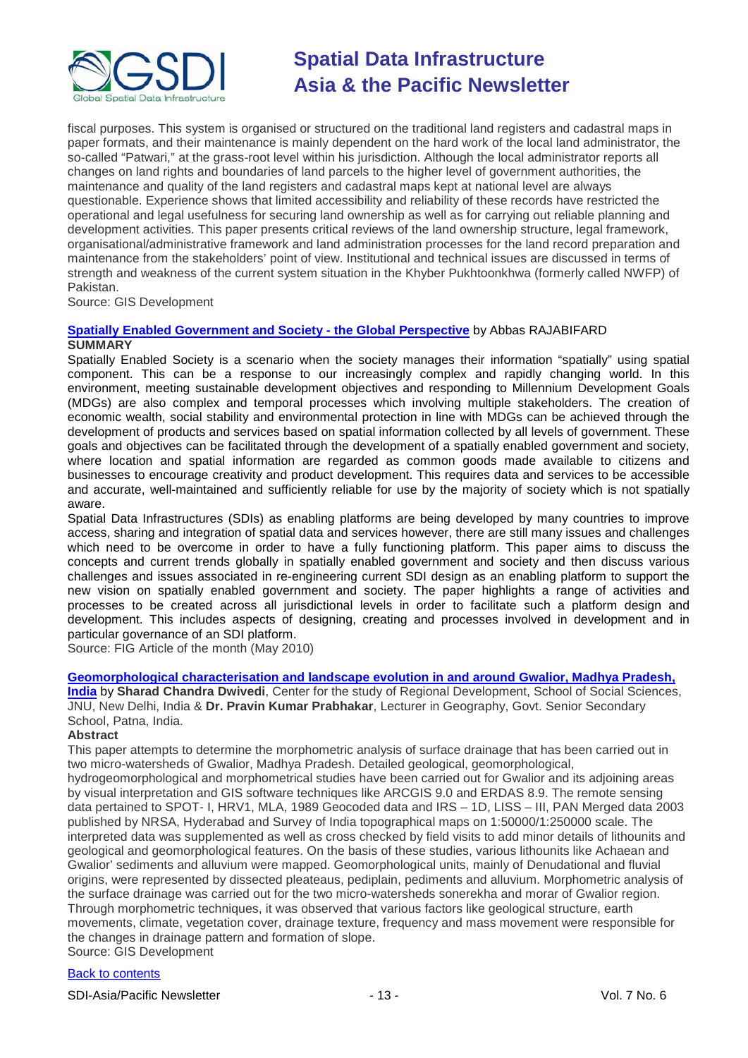fiscal purposes. This system is organised or structured on the traditional land registers and cadastral maps in paper formats, and their maintenance is mainly dependent on the hard work of the local land administrator, the so-called "Patwari," at the grass-root level within his jurisdiction. Although the local administrator reports all changes on land rights and boundaries of land parcels to the higher level of government authorities, the maintenance and quality of the land registers and cadastral maps kept at national level are always questionable. Experience shows that limited accessibility and reliability of these records have restricted the operational and legal usefulness for securing land ownership as well as for carrying out reliable planning and development activities. This paper presents critical reviews of the land ownership structure, legal framework, organisational/administrative framework and land administration processes for the land record preparation and maintenance from the stakeholders' point of view. Institutional and technical issues are discussed in terms of strength and weakness of the current system situation in the Khyber Pukhtoonkhwa (formerly called NWFP) of Pakistan.
Source: GIS Development

**Spatially Enabled Government and Society - the Global Perspective** by Abbas RAJABIFARD

**SUMMARY**

Spatially Enabled Society is a scenario when the society manages their information "spatially" using spatial component. This can be a response to our increasingly complex and rapidly changing world. In this environment, meeting sustainable development objectives and responding to Millennium Development Goals (MDGs) are also complex and temporal processes which involving multiple stakeholders. The creation of economic wealth, social stability and environmental protection in line with MDGs can be achieved through the development of products and services based on spatial information collected by all levels of government. These goals and objectives can be facilitated through the development of a spatially enabled government and society, where location and spatial information are regarded as common goods made available to citizens and businesses to encourage creativity and product development. This requires data and services to be accessible and accurate, well-maintained and sufficiently reliable for use by the majority of society which is not spatially aware.

Spatial Data Infrastructures (SDIs) as enabling platforms are being developed by many countries to improve access, sharing and integration of spatial data and services however, there are still many issues and challenges which need to be overcome in order to have a fully functioning platform. This paper aims to discuss the concepts and current trends globally in spatially enabled government and society and then discuss various challenges and issues associated in re-engineering current SDI design as an enabling platform to support the new vision on spatially enabled government and society. The paper highlights a range of activities and processes to be created across all jurisdictional levels in order to facilitate such a platform design and development. This includes aspects of designing, creating and processes involved in development and in particular governance of an SDI platform.
Source: FIG Article of the month (May 2010)

**Geomorphological characterisation and landscape evolution in and around Gwalior, Madhya Pradesh, India** by **Sharad Chandra Dwivedi**, Center for the study of Regional Development, School of Social Sciences, JNU, New Delhi, India & **Dr. Pravin Kumar Prabhakar**, Lecturer in Geography, Govt. Senior Secondary School, Patna, India.

**Abstract**

This paper attempts to determine the morphometric analysis of surface drainage that has been carried out in two micro-watersheds of Gwalior, Madhya Pradesh. Detailed geological, geomorphological, hydrogeomorphological and morphometrical studies have been carried out for Gwalior and its adjoining areas by visual interpretation and GIS software techniques like ARCGIS 9.0 and ERDAS 8.9. The remote sensing data pertained to SPOT- I, HRV1, MLA, 1989 Geocoded data and IRS – 1D, LISS – III, PAN Merged data 2003 published by NRSA, Hyderabad and Survey of India topographical maps on 1:50000/1:250000 scale. The interpreted data was supplemented as well as cross checked by field visits to add minor details of lithounits and geological and geomorphological features. On the basis of these studies, various lithounits like Achaean and Gwalior' sediments and alluvium were mapped. Geomorphological units, mainly of Denudational and fluvial origins, were represented by dissected pleateaus, pediplain, pediments and alluvium. Morphometric analysis of the surface drainage was carried out for the two micro-watersheds sonerekha and morar of Gwalior region. Through morphometric techniques, it was observed that various factors like geological structure, earth movements, climate, vegetation cover, drainage texture, frequency and mass movement were responsible for the changes in drainage pattern and formation of slope.
Source: GIS Development

Back to contents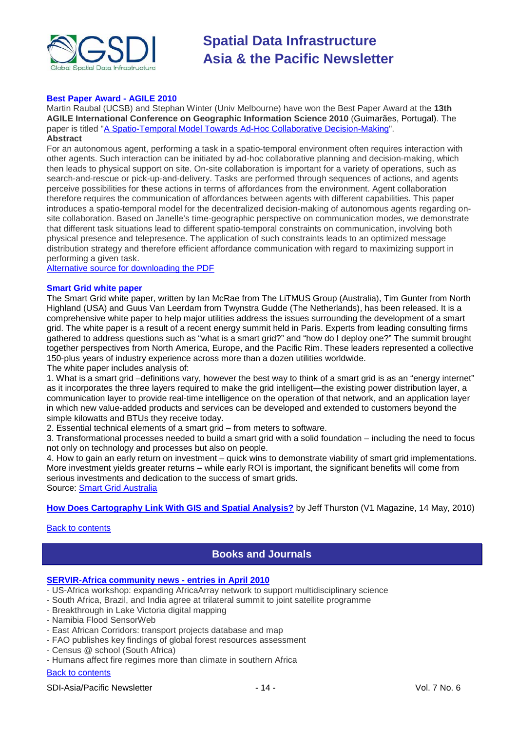### Best Paper Award - AGILE 2010

Martin Raubal (UCSB) and Stephan Winter (Univ Melbourne) have won the Best Paper Award at the **13th AGILE International Conference on Geographic Information Science 2010** (Guimarães, Portugal). The paper is titled "A Spatio-Temporal Model Towards Ad-Hoc Collaborative Decision-Making".

**Abstract**

For an autonomous agent, performing a task in a spatio-temporal environment often requires interaction with other agents. Such interaction can be initiated by ad-hoc collaborative planning and decision-making, which then leads to physical support on site. On-site collaboration is important for a variety of operations, such as search-and-rescue or pick-up-and-delivery. Tasks are performed through sequences of actions, and agents perceive possibilities for these actions in terms of affordances from the environment. Agent collaboration therefore requires the communication of affordances between agents with different capabilities. This paper introduces a spatio-temporal model for the decentralized decision-making of autonomous agents regarding on-site collaboration. Based on Janelle's time-geographic perspective on communication modes, we demonstrate that different task situations lead to different spatio-temporal constraints on communication, involving both physical presence and telepresence. The application of such constraints leads to an optimized message distribution strategy and therefore efficient affordance communication with regard to maximizing support in performing a given task.

Alternative source for downloading the PDF

### Smart Grid white paper

The Smart Grid white paper, written by Ian McRae from The LiTMUS Group (Australia), Tim Gunter from North Highland (USA) and Guus Van Leerdam from Twynstra Gudde (The Netherlands), has been released. It is a comprehensive white paper to help major utilities address the issues surrounding the development of a smart grid. The white paper is a result of a recent energy summit held in Paris. Experts from leading consulting firms gathered to address questions such as "what is a smart grid?" and "how do I deploy one?" The summit brought together perspectives from North America, Europe, and the Pacific Rim. These leaders represented a collective 150-plus years of industry experience across more than a dozen utilities worldwide.

The white paper includes analysis of:

1. What is a smart grid –definitions vary, however the best way to think of a smart grid is as an "energy internet" as it incorporates the three layers required to make the grid intelligent—the existing power distribution layer, a communication layer to provide real-time intelligence on the operation of that network, and an application layer in which new value-added products and services can be developed and extended to customers beyond the simple kilowatts and BTUs they receive today.
2. Essential technical elements of a smart grid – from meters to software.
3. Transformational processes needed to build a smart grid with a solid foundation – including the need to focus not only on technology and processes but also on people.
4. How to gain an early return on investment – quick wins to demonstrate viability of smart grid implementations. More investment yields greater returns – while early ROI is important, the significant benefits will come from serious investments and dedication to the success of smart grids.

Source: Smart Grid Australia

**How Does Cartography Link With GIS and Spatial Analysis?** by Jeff Thurston (V1 Magazine, 14 May, 2010)

Back to contents

## Books and Journals

### SERVIR-Africa community news - entries in April 2010

- US-Africa workshop: expanding AfricaArray network to support multidisciplinary science
- South Africa, Brazil, and India agree at trilateral summit to joint satellite programme
- Breakthrough in Lake Victoria digital mapping
- Namibia Flood SensorWeb
- East African Corridors: transport projects database and map
- FAO publishes key findings of global forest resources assessment
- Census @ school (South Africa)
- Humans affect fire regimes more than climate in southern Africa

Back to contents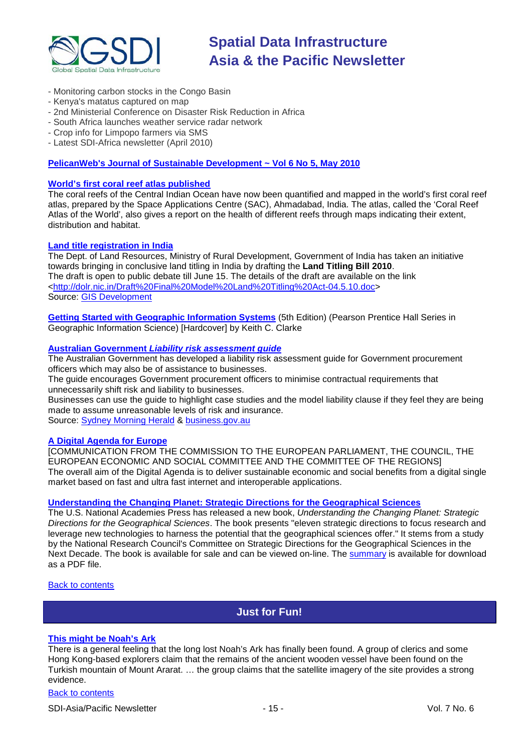- Monitoring carbon stocks in the Congo Basin
- Kenya's matatus captured on map
- 2nd Ministerial Conference on Disaster Risk Reduction in Africa
- South Africa launches weather service radar network
- Crop info for Limpopo farmers via SMS
- Latest SDI-Africa newsletter (April 2010)

**PelicanWeb's Journal of Sustainable Development ~ Vol 6 No 5, May 2010**

**World's first coral reef atlas published**

The coral reefs of the Central Indian Ocean have now been quantified and mapped in the world's first coral reef atlas, prepared by the Space Applications Centre (SAC), Ahmadabad, India. The atlas, called the 'Coral Reef Atlas of the World', also gives a report on the health of different reefs through maps indicating their extent, distribution and habitat.

**Land title registration in India**

The Dept. of Land Resources, Ministry of Rural Development, Government of India has taken an initiative towards bringing in conclusive land titling in India by drafting the **Land Titling Bill 2010**.
The draft is open to public debate till June 15. The details of the draft are available on the link <http://dolr.nic.in/Draft%20Final%20Model%20Land%20Titling%20Act-04.5.10.doc>
Source: GIS Development

**Getting Started with Geographic Information Systems** (5th Edition) (Pearson Prentice Hall Series in Geographic Information Science) [Hardcover] by Keith C. Clarke

**Australian Government *Liability risk assessment guide***

The Australian Government has developed a liability risk assessment guide for Government procurement officers which may also be of assistance to businesses.
The guide encourages Government procurement officers to minimise contractual requirements that unnecessarily shift risk and liability to businesses.
Businesses can use the guide to highlight case studies and the model liability clause if they feel they are being made to assume unreasonable levels of risk and insurance.
Source: Sydney Morning Herald & business.gov.au

**A Digital Agenda for Europe**

[COMMUNICATION FROM THE COMMISSION TO THE EUROPEAN PARLIAMENT, THE COUNCIL, THE EUROPEAN ECONOMIC AND SOCIAL COMMITTEE AND THE COMMITTEE OF THE REGIONS]
The overall aim of the Digital Agenda is to deliver sustainable economic and social benefits from a digital single market based on fast and ultra fast internet and interoperable applications.

**Understanding the Changing Planet: Strategic Directions for the Geographical Sciences**

The U.S. National Academies Press has released a new book, *Understanding the Changing Planet: Strategic Directions for the Geographical Sciences*. The book presents "eleven strategic directions to focus research and leverage new technologies to harness the potential that the geographical sciences offer." It stems from a study by the National Research Council's Committee on Strategic Directions for the Geographical Sciences in the Next Decade. The book is available for sale and can be viewed on-line. The summary is available for download as a PDF file.

Back to contents

## Just for Fun!

**This might be Noah's Ark**

There is a general feeling that the long lost Noah's Ark has finally been found. A group of clerics and some Hong Kong-based explorers claim that the remains of the ancient wooden vessel have been found on the Turkish mountain of Mount Ararat. … the group claims that the satellite imagery of the site provides a strong evidence.

Back to contents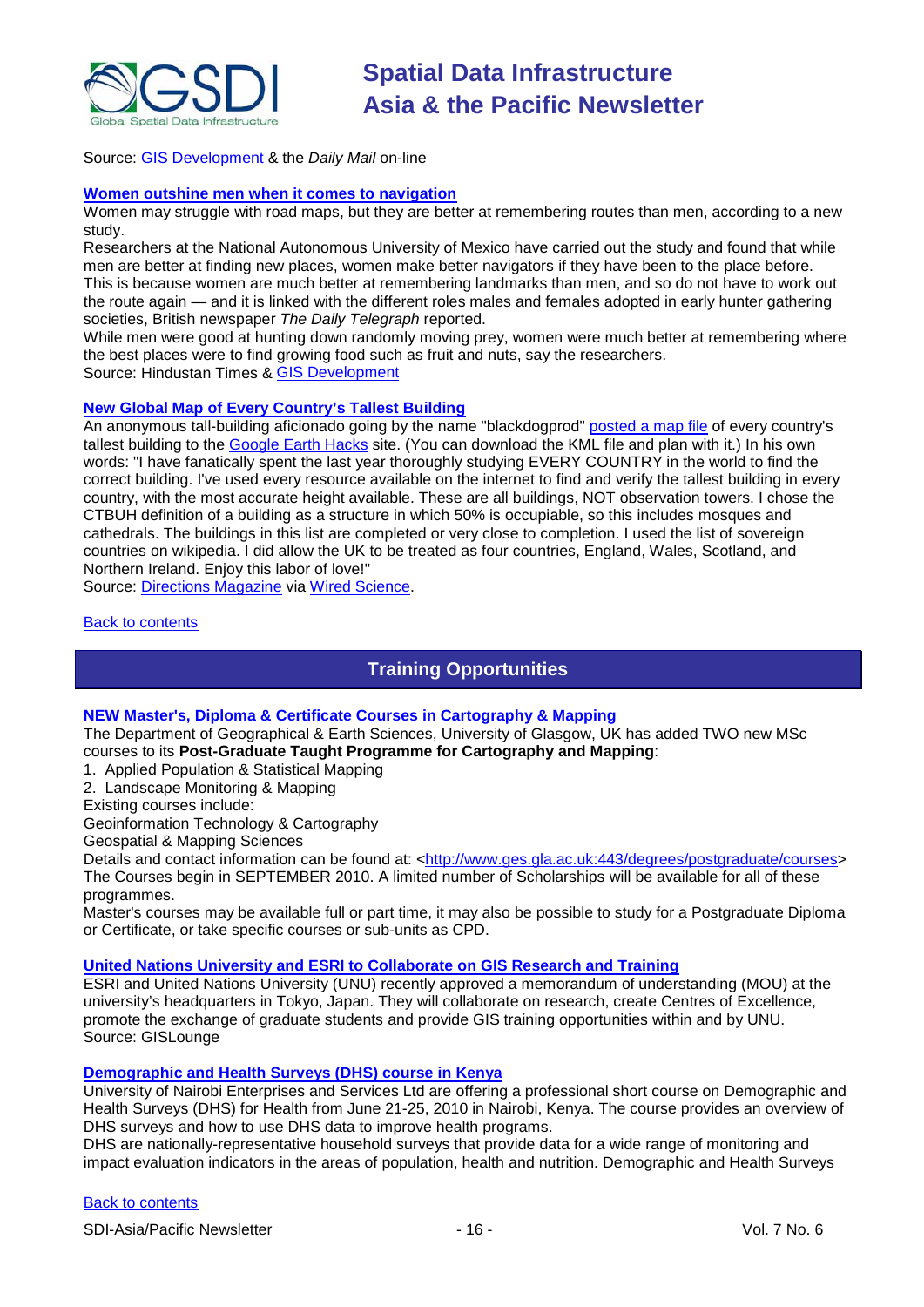Source: GIS Development & the *Daily Mail* on-line

### Women outshine men when it comes to navigation

Women may struggle with road maps, but they are better at remembering routes than men, according to a new study.

Researchers at the National Autonomous University of Mexico have carried out the study and found that while men are better at finding new places, women make better navigators if they have been to the place before. This is because women are much better at remembering landmarks than men, and so do not have to work out the route again — and it is linked with the different roles males and females adopted in early hunter gathering societies, British newspaper *The Daily Telegraph* reported.

While men were good at hunting down randomly moving prey, women were much better at remembering where the best places were to find growing food such as fruit and nuts, say the researchers.

Source: Hindustan Times & GIS Development

### New Global Map of Every Country's Tallest Building

An anonymous tall-building aficionado going by the name "blackdogprod" posted a map file of every country's tallest building to the Google Earth Hacks site. (You can download the KML file and plan with it.) In his own words: "I have fanatically spent the last year thoroughly studying EVERY COUNTRY in the world to find the correct building. I've used every resource available on the internet to find and verify the tallest building in every country, with the most accurate height available. These are all buildings, NOT observation towers. I chose the CTBUH definition of a building as a structure in which 50% is occupiable, so this includes mosques and cathedrals. The buildings in this list are completed or very close to completion. I used the list of sovereign countries on wikipedia. I did allow the UK to be treated as four countries, England, Wales, Scotland, and Northern Ireland. Enjoy this labor of love!"

Source: Directions Magazine via Wired Science.

Back to contents

## Training Opportunities

### NEW Master's, Diploma & Certificate Courses in Cartography & Mapping

The Department of Geographical & Earth Sciences, University of Glasgow, UK has added TWO new MSc courses to its **Post-Graduate Taught Programme for Cartography and Mapping**:

1. Applied Population & Statistical Mapping
2. Landscape Monitoring & Mapping

Existing courses include:

Geoinformation Technology & Cartography

Geospatial & Mapping Sciences

Details and contact information can be found at: <http://www.ges.gla.ac.uk:443/degrees/postgraduate/courses>

The Courses begin in SEPTEMBER 2010. A limited number of Scholarships will be available for all of these programmes.

Master's courses may be available full or part time, it may also be possible to study for a Postgraduate Diploma or Certificate, or take specific courses or sub-units as CPD.

### United Nations University and ESRI to Collaborate on GIS Research and Training

ESRI and United Nations University (UNU) recently approved a memorandum of understanding (MOU) at the university's headquarters in Tokyo, Japan. They will collaborate on research, create Centres of Excellence, promote the exchange of graduate students and provide GIS training opportunities within and by UNU.

Source: GISLounge

### Demographic and Health Surveys (DHS) course in Kenya

University of Nairobi Enterprises and Services Ltd are offering a professional short course on Demographic and Health Surveys (DHS) for Health from June 21-25, 2010 in Nairobi, Kenya. The course provides an overview of DHS surveys and how to use DHS data to improve health programs.

DHS are nationally-representative household surveys that provide data for a wide range of monitoring and impact evaluation indicators in the areas of population, health and nutrition. Demographic and Health Surveys

Back to contents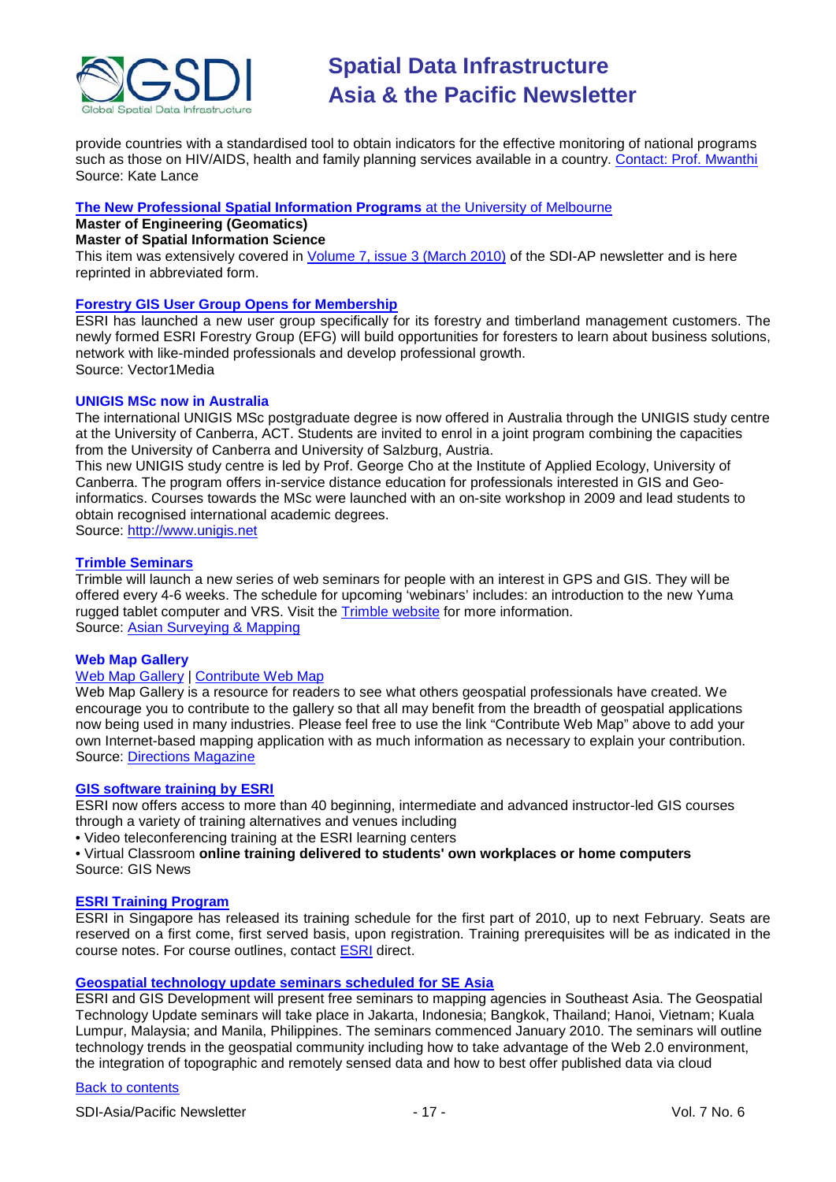provide countries with a standardised tool to obtain indicators for the effective monitoring of national programs such as those on HIV/AIDS, health and family planning services available in a country. Contact: Prof. Mwanthi
Source: Kate Lance

**The New Professional Spatial Information Programs at the University of Melbourne**

**Master of Engineering (Geomatics)**
**Master of Spatial Information Science**
This item was extensively covered in Volume 7, issue 3 (March 2010) of the SDI-AP newsletter and is here reprinted in abbreviated form.

**Forestry GIS User Group Opens for Membership**

ESRI has launched a new user group specifically for its forestry and timberland management customers. The newly formed ESRI Forestry Group (EFG) will build opportunities for foresters to learn about business solutions, network with like-minded professionals and develop professional growth.
Source: Vector1Media

**UNIGIS MSc now in Australia**

The international UNIGIS MSc postgraduate degree is now offered in Australia through the UNIGIS study centre at the University of Canberra, ACT. Students are invited to enrol in a joint program combining the capacities from the University of Canberra and University of Salzburg, Austria.
This new UNIGIS study centre is led by Prof. George Cho at the Institute of Applied Ecology, University of Canberra. The program offers in-service distance education for professionals interested in GIS and Geo-informatics. Courses towards the MSc were launched with an on-site workshop in 2009 and lead students to obtain recognised international academic degrees.
Source: http://www.unigis.net

**Trimble Seminars**

Trimble will launch a new series of web seminars for people with an interest in GPS and GIS. They will be offered every 4-6 weeks. The schedule for upcoming 'webinars' includes: an introduction to the new Yuma rugged tablet computer and VRS. Visit the Trimble website for more information.
Source: Asian Surveying & Mapping

**Web Map Gallery**

Web Map Gallery | Contribute Web Map
Web Map Gallery is a resource for readers to see what others geospatial professionals have created. We encourage you to contribute to the gallery so that all may benefit from the breadth of geospatial applications now being used in many industries. Please feel free to use the link "Contribute Web Map" above to add your own Internet-based mapping application with as much information as necessary to explain your contribution.
Source: Directions Magazine

**GIS software training by ESRI**

ESRI now offers access to more than 40 beginning, intermediate and advanced instructor-led GIS courses through a variety of training alternatives and venues including

- Video teleconferencing training at the ESRI learning centers
- Virtual Classroom **online training delivered to students' own workplaces or home computers**

Source: GIS News

**ESRI Training Program**

ESRI in Singapore has released its training schedule for the first part of 2010, up to next February. Seats are reserved on a first come, first served basis, upon registration. Training prerequisites will be as indicated in the course notes. For course outlines, contact ESRI direct.

**Geospatial technology update seminars scheduled for SE Asia**

ESRI and GIS Development will present free seminars to mapping agencies in Southeast Asia. The Geospatial Technology Update seminars will take place in Jakarta, Indonesia; Bangkok, Thailand; Hanoi, Vietnam; Kuala Lumpur, Malaysia; and Manila, Philippines. The seminars commenced January 2010. The seminars will outline technology trends in the geospatial community including how to take advantage of the Web 2.0 environment, the integration of topographic and remotely sensed data and how to best offer published data via cloud

Back to contents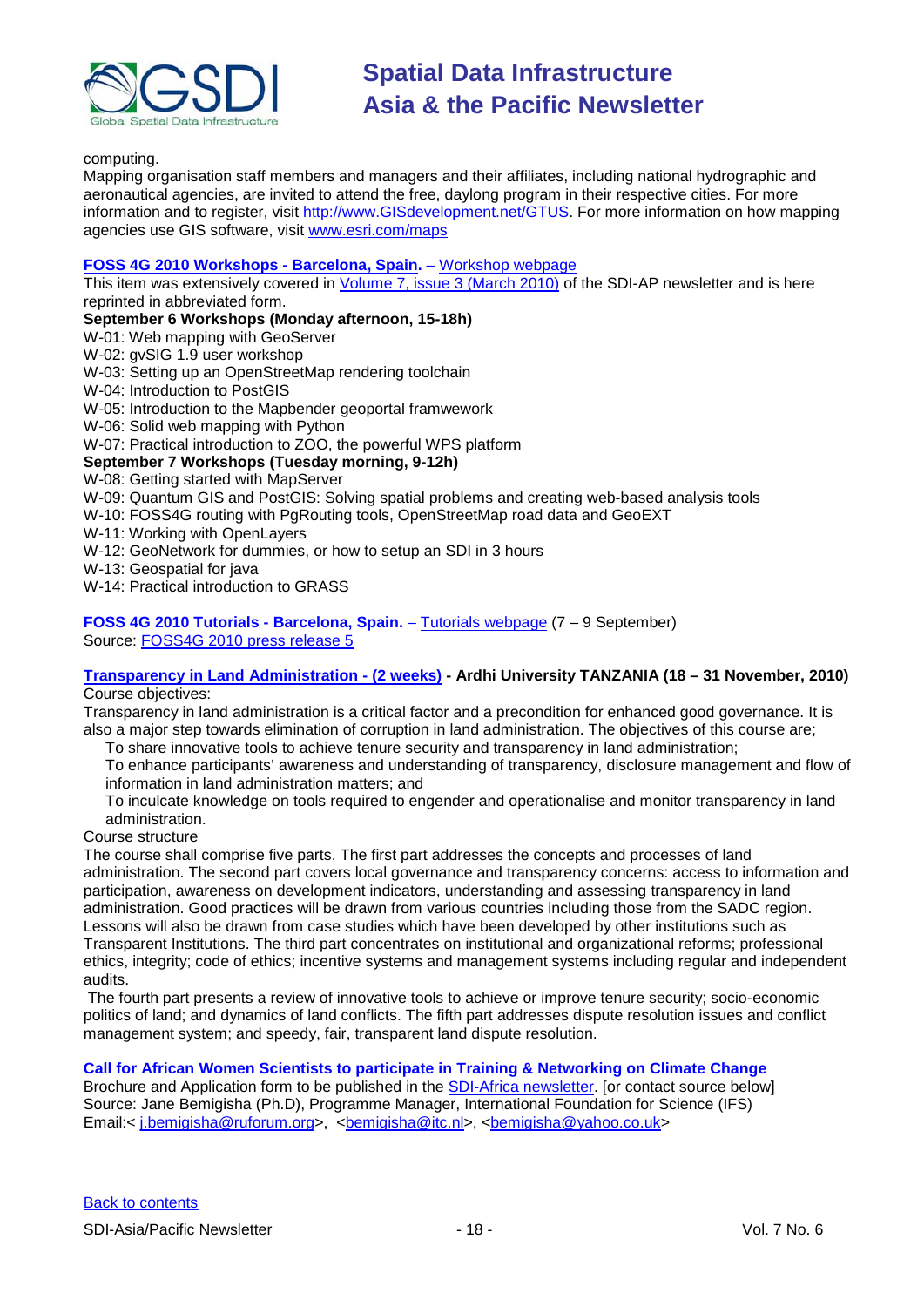computing.

Mapping organisation staff members and managers and their affiliates, including national hydrographic and aeronautical agencies, are invited to attend the free, daylong program in their respective cities. For more information and to register, visit http://www.GISdevelopment.net/GTUS. For more information on how mapping agencies use GIS software, visit www.esri.com/maps

**FOSS 4G 2010 Workshops - Barcelona, Spain.** – Workshop webpage

This item was extensively covered in Volume 7, issue 3 (March 2010) of the SDI-AP newsletter and is here reprinted in abbreviated form.

**September 6 Workshops (Monday afternoon, 15-18h)**

W-01: Web mapping with GeoServer
W-02: gvSIG 1.9 user workshop
W-03: Setting up an OpenStreetMap rendering toolchain
W-04: Introduction to PostGIS
W-05: Introduction to the Mapbender geoportal framwework
W-06: Solid web mapping with Python
W-07: Practical introduction to ZOO, the powerful WPS platform

**September 7 Workshops (Tuesday morning, 9-12h)**

W-08: Getting started with MapServer
W-09: Quantum GIS and PostGIS: Solving spatial problems and creating web-based analysis tools
W-10: FOSS4G routing with PgRouting tools, OpenStreetMap road data and GeoEXT
W-11: Working with OpenLayers
W-12: GeoNetwork for dummies, or how to setup an SDI in 3 hours
W-13: Geospatial for java
W-14: Practical introduction to GRASS

**FOSS 4G 2010 Tutorials - Barcelona, Spain.** – Tutorials webpage (7 – 9 September)
Source: FOSS4G 2010 press release 5

**Transparency in Land Administration - (2 weeks) - Ardhi University TANZANIA (18 – 31 November, 2010)**

Course objectives:

Transparency in land administration is a critical factor and a precondition for enhanced good governance. It is also a major step towards elimination of corruption in land administration. The objectives of this course are;

- To share innovative tools to achieve tenure security and transparency in land administration;
- To enhance participants' awareness and understanding of transparency, disclosure management and flow of information in land administration matters; and
- To inculcate knowledge on tools required to engender and operationalise and monitor transparency in land administration.

Course structure

The course shall comprise five parts. The first part addresses the concepts and processes of land administration. The second part covers local governance and transparency concerns: access to information and participation, awareness on development indicators, understanding and assessing transparency in land administration. Good practices will be drawn from various countries including those from the SADC region. Lessons will also be drawn from case studies which have been developed by other institutions such as Transparent Institutions. The third part concentrates on institutional and organizational reforms; professional ethics, integrity; code of ethics; incentive systems and management systems including regular and independent audits.

The fourth part presents a review of innovative tools to achieve or improve tenure security; socio-economic politics of land; and dynamics of land conflicts. The fifth part addresses dispute resolution issues and conflict management system; and speedy, fair, transparent land dispute resolution.

**Call for African Women Scientists to participate in Training & Networking on Climate Change**

Brochure and Application form to be published in the SDI-Africa newsletter. [or contact source below]
Source: Jane Bemigisha (Ph.D), Programme Manager, International Foundation for Science (IFS)
Email:< j.bemigisha@ruforum.org>, <bemigisha@itc.nl>, <bemigisha@yahoo.co.uk>

Back to contents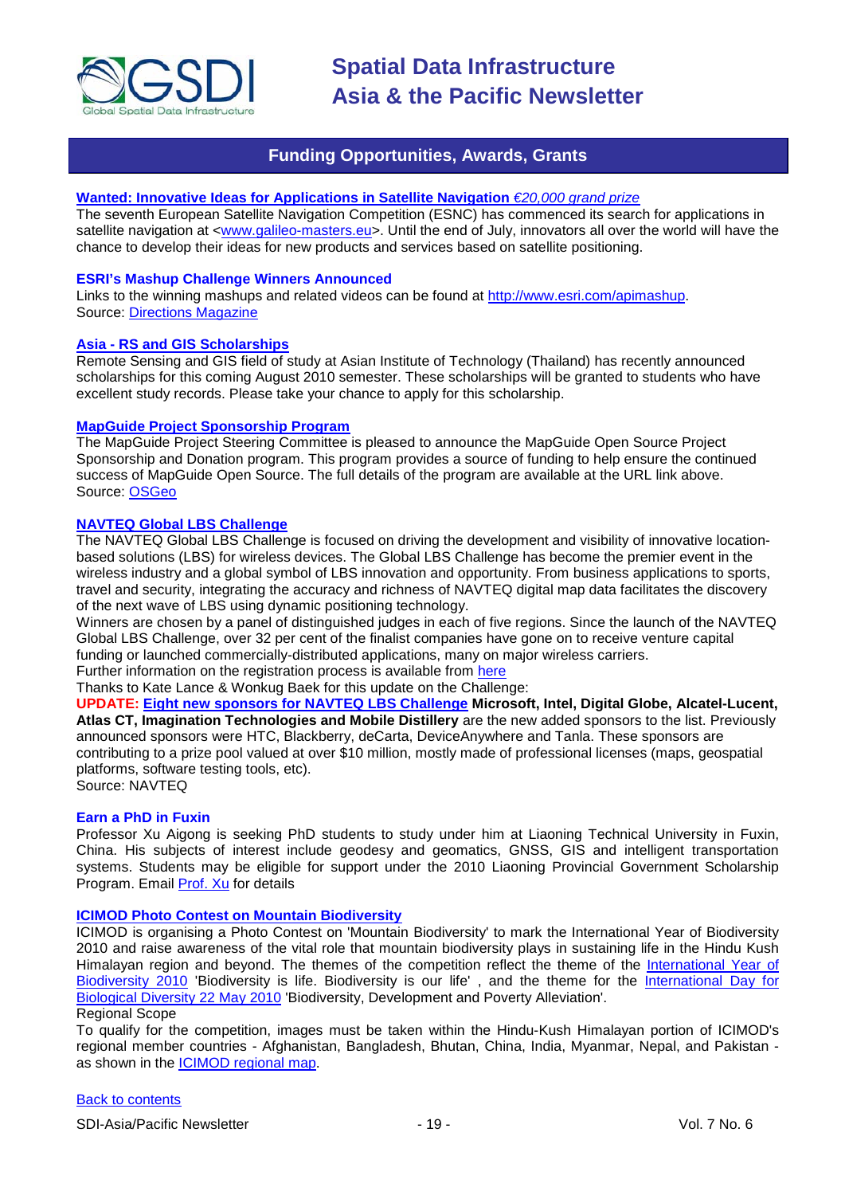## Funding Opportunities, Awards, Grants

**Wanted: Innovative Ideas for Applications in Satellite Navigation** *€20,000 grand prize*

The seventh European Satellite Navigation Competition (ESNC) has commenced its search for applications in satellite navigation at <www.galileo-masters.eu>. Until the end of July, innovators all over the world will have the chance to develop their ideas for new products and services based on satellite positioning.

**ESRI's Mashup Challenge Winners Announced**

Links to the winning mashups and related videos can be found at http://www.esri.com/apimashup.
Source: Directions Magazine

**Asia - RS and GIS Scholarships**

Remote Sensing and GIS field of study at Asian Institute of Technology (Thailand) has recently announced scholarships for this coming August 2010 semester. These scholarships will be granted to students who have excellent study records. Please take your chance to apply for this scholarship.

**MapGuide Project Sponsorship Program**

The MapGuide Project Steering Committee is pleased to announce the MapGuide Open Source Project Sponsorship and Donation program. This program provides a source of funding to help ensure the continued success of MapGuide Open Source. The full details of the program are available at the URL link above.
Source: OSGeo

**NAVTEQ Global LBS Challenge**

The NAVTEQ Global LBS Challenge is focused on driving the development and visibility of innovative location-based solutions (LBS) for wireless devices. The Global LBS Challenge has become the premier event in the wireless industry and a global symbol of LBS innovation and opportunity. From business applications to sports, travel and security, integrating the accuracy and richness of NAVTEQ digital map data facilitates the discovery of the next wave of LBS using dynamic positioning technology.

Winners are chosen by a panel of distinguished judges in each of five regions. Since the launch of the NAVTEQ Global LBS Challenge, over 32 per cent of the finalist companies have gone on to receive venture capital funding or launched commercially-distributed applications, many on major wireless carriers.

Further information on the registration process is available from here

Thanks to Kate Lance & Wonkug Baek for this update on the Challenge:

**UPDATE: Eight new sponsors for NAVTEQ LBS Challenge Microsoft, Intel, Digital Globe, Alcatel-Lucent, Atlas CT, Imagination Technologies and Mobile Distillery** are the new added sponsors to the list. Previously announced sponsors were HTC, Blackberry, deCarta, DeviceAnywhere and Tanla. These sponsors are contributing to a prize pool valued at over $10 million, mostly made of professional licenses (maps, geospatial platforms, software testing tools, etc).
Source: NAVTEQ

**Earn a PhD in Fuxin**

Professor Xu Aigong is seeking PhD students to study under him at Liaoning Technical University in Fuxin, China. His subjects of interest include geodesy and geomatics, GNSS, GIS and intelligent transportation systems. Students may be eligible for support under the 2010 Liaoning Provincial Government Scholarship Program. Email Prof. Xu for details

**ICIMOD Photo Contest on Mountain Biodiversity**

ICIMOD is organising a Photo Contest on 'Mountain Biodiversity' to mark the International Year of Biodiversity 2010 and raise awareness of the vital role that mountain biodiversity plays in sustaining life in the Hindu Kush Himalayan region and beyond. The themes of the competition reflect the theme of the International Year of Biodiversity 2010 'Biodiversity is life. Biodiversity is our life' , and the theme for the International Day for Biological Diversity 22 May 2010 'Biodiversity, Development and Poverty Alleviation'.

Regional Scope

To qualify for the competition, images must be taken within the Hindu-Kush Himalayan portion of ICIMOD's regional member countries - Afghanistan, Bangladesh, Bhutan, China, India, Myanmar, Nepal, and Pakistan - as shown in the ICIMOD regional map.

Back to contents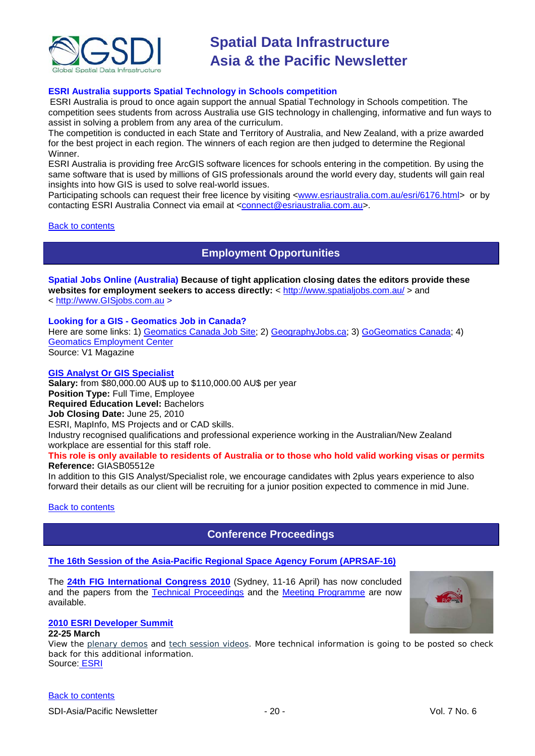### ESRI Australia supports Spatial Technology in Schools competition

ESRI Australia is proud to once again support the annual Spatial Technology in Schools competition. The competition sees students from across Australia use GIS technology in challenging, informative and fun ways to assist in solving a problem from any area of the curriculum.

The competition is conducted in each State and Territory of Australia, and New Zealand, with a prize awarded for the best project in each region. The winners of each region are then judged to determine the Regional Winner.

ESRI Australia is providing free ArcGIS software licences for schools entering in the competition. By using the same software that is used by millions of GIS professionals around the world every day, students will gain real insights into how GIS is used to solve real-world issues.

Participating schools can request their free licence by visiting <www.esriaustralia.com.au/esri/6176.html> or by contacting ESRI Australia Connect via email at <connect@esriaustralia.com.au>.

Back to contents

## Employment Opportunities

**Spatial Jobs Online (Australia) Because of tight application closing dates the editors provide these websites for employment seekers to access directly:** < http://www.spatialjobs.com.au/ > and < http://www.GISjobs.com.au >

### Looking for a GIS - Geomatics Job in Canada?

Here are some links: 1) Geomatics Canada Job Site; 2) GeographyJobs.ca; 3) GoGeomatics Canada; 4) Geomatics Employment Center

Source: V1 Magazine

### GIS Analyst Or GIS Specialist

**Salary:** from $80,000.00 AU$ up to $110,000.00 AU$ per year
**Position Type:** Full Time, Employee
**Required Education Level:** Bachelors
**Job Closing Date:** June 25, 2010

ESRI, MapInfo, MS Projects and or CAD skills.

Industry recognised qualifications and professional experience working in the Australian/New Zealand workplace are essential for this staff role.

**This role is only available to residents of Australia or to those who hold valid working visas or permits**

**Reference:** GIASB05512e

In addition to this GIS Analyst/Specialist role, we encourage candidates with 2plus years experience to also forward their details as our client will be recruiting for a junior position expected to commence in mid June.

Back to contents

## Conference Proceedings

### The 16th Session of the Asia-Pacific Regional Space Agency Forum (APRSAF-16)

The 24th FIG International Congress 2010 (Sydney, 11-16 April) has now concluded and the papers from the Technical Proceedings and the Meeting Programme are now available.

### 2010 ESRI Developer Summit

**22-25 March**

View the plenary demos and tech session videos. More technical information is going to be posted so check back for this additional information.

Source: ESRI

Back to contents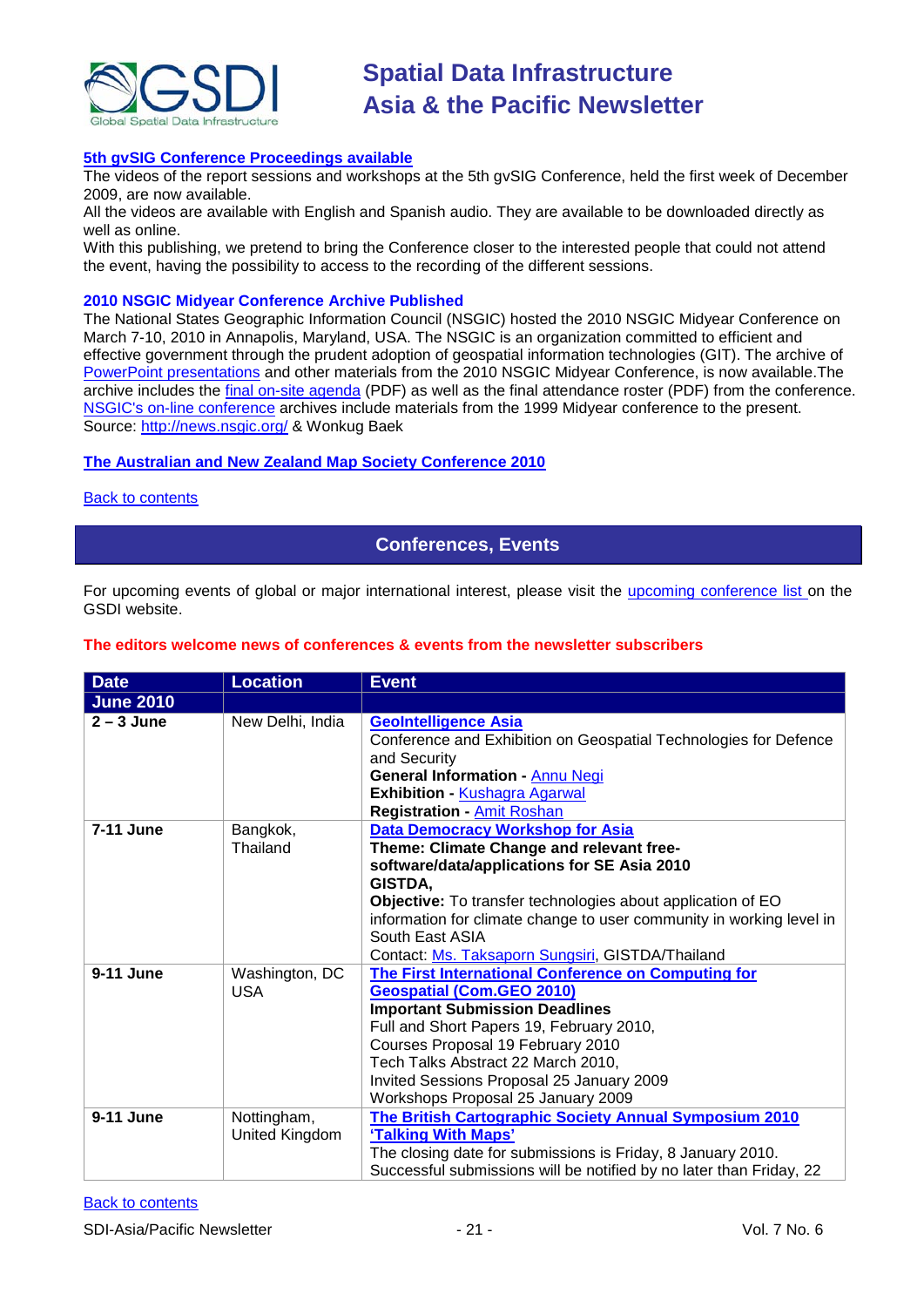**5th gvSIG Conference Proceedings available**

The videos of the report sessions and workshops at the 5th gvSIG Conference, held the first week of December 2009, are now available.

All the videos are available with English and Spanish audio. They are available to be downloaded directly as well as online.

With this publishing, we pretend to bring the Conference closer to the interested people that could not attend the event, having the possibility to access to the recording of the different sessions.

**2010 NSGIC Midyear Conference Archive Published**

The National States Geographic Information Council (NSGIC) hosted the 2010 NSGIC Midyear Conference on March 7-10, 2010 in Annapolis, Maryland, USA. The NSGIC is an organization committed to efficient and effective government through the prudent adoption of geospatial information technologies (GIT). The archive of PowerPoint presentations and other materials from the 2010 NSGIC Midyear Conference, is now available.The archive includes the final on-site agenda (PDF) as well as the final attendance roster (PDF) from the conference. NSGIC's on-line conference archives include materials from the 1999 Midyear conference to the present.
Source: http://news.nsgic.org/ & Wonkug Baek

**The Australian and New Zealand Map Society Conference 2010**

Back to contents

## Conferences, Events

For upcoming events of global or major international interest, please visit the upcoming conference list on the GSDI website.

**The editors welcome news of conferences & events from the newsletter subscribers**

| Date | Location | Event |
|---|---|---|
| **June 2010** | | |
| **2 – 3 June** | New Delhi, India | **GeoIntelligence Asia**<br>Conference and Exhibition on Geospatial Technologies for Defence and Security<br>**General Information -** Annu Negi<br>**Exhibition -** Kushagra Agarwal<br>**Registration -** Amit Roshan |
| **7-11 June** | Bangkok, Thailand | **Data Democracy Workshop for Asia**<br>**Theme: Climate Change and relevant free-software/data/applications for SE Asia 2010**<br>**GISTDA,**<br>**Objective:** To transfer technologies about application of EO information for climate change to user community in working level in South East ASIA<br>Contact: Ms. Taksaporn Sungsiri, GISTDA/Thailand |
| **9-11 June** | Washington, DC USA | **The First International Conference on Computing for Geospatial (Com.GEO 2010)**<br>**Important Submission Deadlines**<br>Full and Short Papers 19, February 2010,<br>Courses Proposal 19 February 2010<br>Tech Talks Abstract 22 March 2010,<br>Invited Sessions Proposal 25 January 2009<br>Workshops Proposal 25 January 2009 |
| **9-11 June** | Nottingham, United Kingdom | **The British Cartographic Society Annual Symposium 2010 'Talking With Maps'**<br>The closing date for submissions is Friday, 8 January 2010. Successful submissions will be notified by no later than Friday, 22 |

Back to contents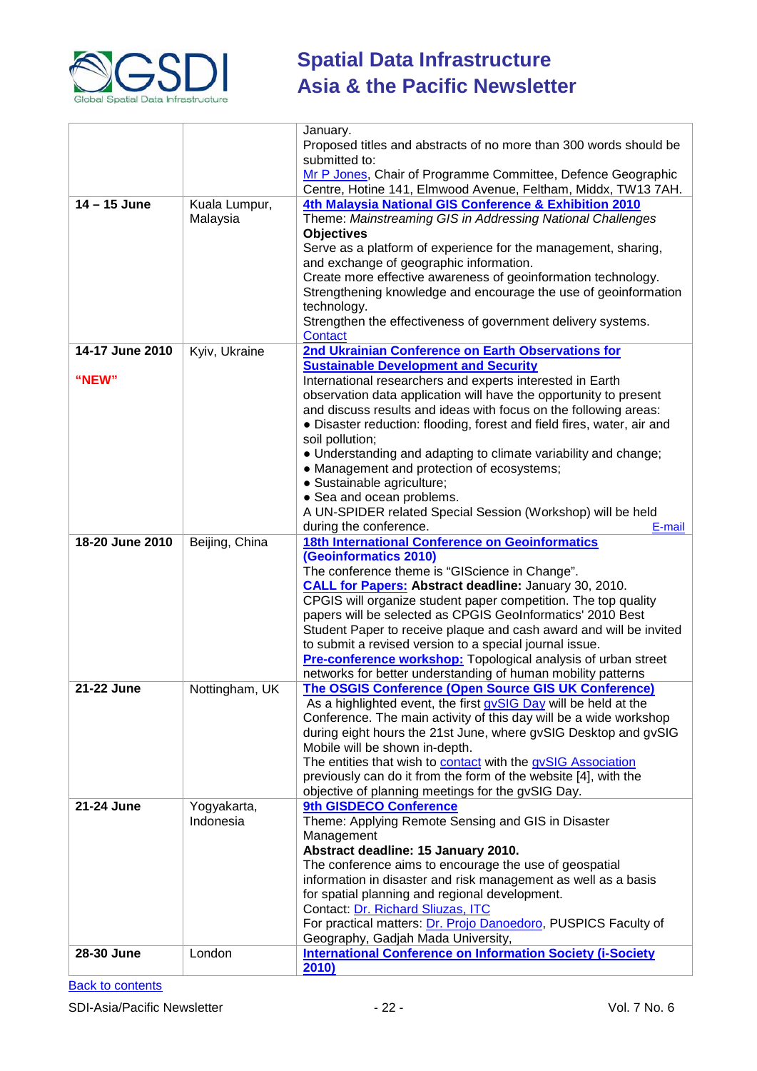| | | |
|---|---|---|
| | | January.<br>Proposed titles and abstracts of no more than 300 words should be submitted to:<br>Mr P Jones, Chair of Programme Committee, Defence Geographic Centre, Hotine 141, Elmwood Avenue, Feltham, Middx, TW13 7AH. |
| **14 – 15 June** | Kuala Lumpur, Malaysia | **4th Malaysia National GIS Conference & Exhibition 2010**<br>Theme: *Mainstreaming GIS in Addressing National Challenges*<br>**Objectives**<br>Serve as a platform of experience for the management, sharing, and exchange of geographic information.<br>Create more effective awareness of geoinformation technology.<br>Strengthening knowledge and encourage the use of geoinformation technology.<br>Strengthen the effectiveness of government delivery systems.<br>Contact |
| **14-17 June 2010**<br><br>**"NEW"** | Kyiv, Ukraine | **2nd Ukrainian Conference on Earth Observations for Sustainable Development and Security**<br>International researchers and experts interested in Earth observation data application will have the opportunity to present and discuss results and ideas with focus on the following areas:<br>● Disaster reduction: flooding, forest and field fires, water, air and soil pollution;<br>● Understanding and adapting to climate variability and change;<br>● Management and protection of ecosystems;<br>● Sustainable agriculture;<br>● Sea and ocean problems.<br>A UN-SPIDER related Special Session (Workshop) will be held during the conference. E-mail |
| **18-20 June 2010** | Beijing, China | **18th International Conference on Geoinformatics (Geoinformatics 2010)**<br>The conference theme is "GIScience in Change".<br>**CALL for Papers:** **Abstract deadline:** January 30, 2010.<br>CPGIS will organize student paper competition. The top quality papers will be selected as CPGIS GeoInformatics' 2010 Best Student Paper to receive plaque and cash award and will be invited to submit a revised version to a special journal issue.<br>**Pre-conference workshop:** Topological analysis of urban street networks for better understanding of human mobility patterns |
| **21-22 June** | Nottingham, UK | **The OSGIS Conference (Open Source GIS UK Conference)**<br>As a highlighted event, the first gvSIG Day will be held at the Conference. The main activity of this day will be a wide workshop during eight hours the 21st June, where gvSIG Desktop and gvSIG Mobile will be shown in-depth.<br>The entities that wish to contact with the gvSIG Association previously can do it from the form of the website [4], with the objective of planning meetings for the gvSIG Day. |
| **21-24 June** | Yogyakarta, Indonesia | **9th GISDECO Conference**<br>Theme: Applying Remote Sensing and GIS in Disaster Management<br>**Abstract deadline: 15 January 2010.**<br>The conference aims to encourage the use of geospatial information in disaster and risk management as well as a basis for spatial planning and regional development.<br>Contact: Dr. Richard Sliuzas, ITC<br>For practical matters: Dr. Projo Danoedoro, PUSPICS Faculty of Geography, Gadjah Mada University, |
| **28-30 June** | London | **International Conference on Information Society (i-Society 2010)** |

Back to contents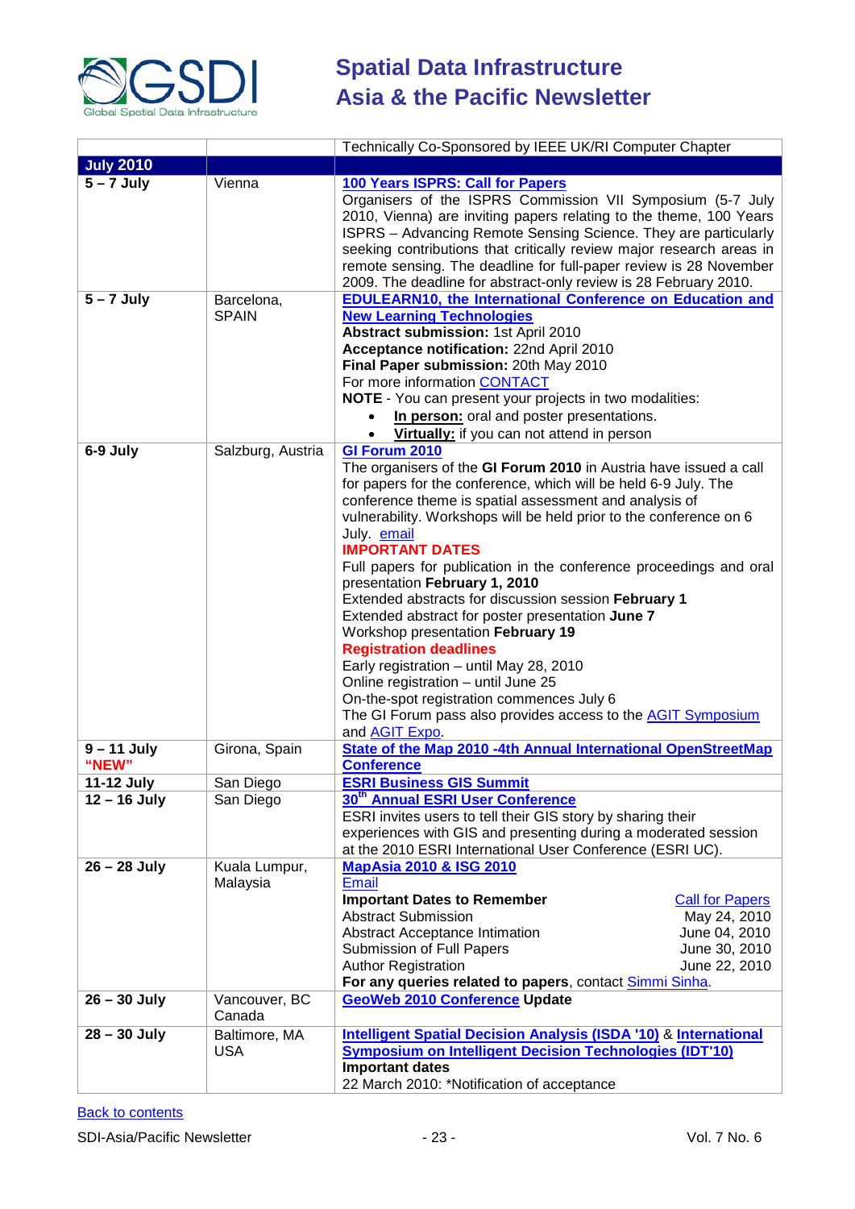| | | Technically Co-Sponsored by IEEE UK/RI Computer Chapter |
|---|---|---|
| **July 2010** | | |
| **5 – 7 July** | Vienna | **100 Years ISPRS: Call for Papers**<br>Organisers of the ISPRS Commission VII Symposium (5-7 July 2010, Vienna) are inviting papers relating to the theme, 100 Years ISPRS – Advancing Remote Sensing Science. They are particularly seeking contributions that critically review major research areas in remote sensing. The deadline for full-paper review is 28 November 2009. The deadline for abstract-only review is 28 February 2010. |
| **5 – 7 July** | Barcelona, SPAIN | **EDULEARN10, the International Conference on Education and New Learning Technologies**<br>**Abstract submission:** 1st April 2010<br>**Acceptance notification:** 22nd April 2010<br>**Final Paper submission:** 20th May 2010<br>For more information CONTACT<br>**NOTE** - You can present your projects in two modalities:<br>• **In person:** oral and poster presentations.<br>• **Virtually:** if you can not attend in person |
| **6-9 July** | Salzburg, Austria | **GI Forum 2010**<br>The organisers of the **GI Forum 2010** in Austria have issued a call for papers for the conference, which will be held 6-9 July. The conference theme is spatial assessment and analysis of vulnerability. Workshops will be held prior to the conference on 6 July. email<br>**IMPORTANT DATES**<br>Full papers for publication in the conference proceedings and oral presentation **February 1, 2010**<br>Extended abstracts for discussion session **February 1**<br>Extended abstract for poster presentation **June 7**<br>Workshop presentation **February 19**<br>**Registration deadlines**<br>Early registration – until May 28, 2010<br>Online registration – until June 25<br>On-the-spot registration commences July 6<br>The GI Forum pass also provides access to the AGIT Symposium and AGIT Expo. |
| **9 – 11 July "NEW"** | Girona, Spain | **State of the Map 2010 -4th Annual International OpenStreetMap Conference** |
| **11-12 July** | San Diego | **ESRI Business GIS Summit** |
| **12 – 16 July** | San Diego | **30th Annual ESRI User Conference**<br>ESRI invites users to tell their GIS story by sharing their experiences with GIS and presenting during a moderated session at the 2010 ESRI International User Conference (ESRI UC). |
| **26 – 28 July** | Kuala Lumpur, Malaysia | **MapAsia 2010 & ISG 2010**<br>Email<br>**Important Dates to Remember** — Call for Papers<br>Abstract Submission: May 24, 2010<br>Abstract Acceptance Intimation: June 04, 2010<br>Submission of Full Papers: June 30, 2010<br>Author Registration: June 22, 2010<br>**For any queries related to papers**, contact Simmi Sinha. |
| **26 – 30 July** | Vancouver, BC Canada | **GeoWeb 2010 Conference Update** |
| **28 – 30 July** | Baltimore, MA USA | **Intelligent Spatial Decision Analysis (ISDA '10)** & **International Symposium on Intelligent Decision Technologies (IDT'10)**<br>**Important dates**<br>22 March 2010: *Notification of acceptance |

Back to contents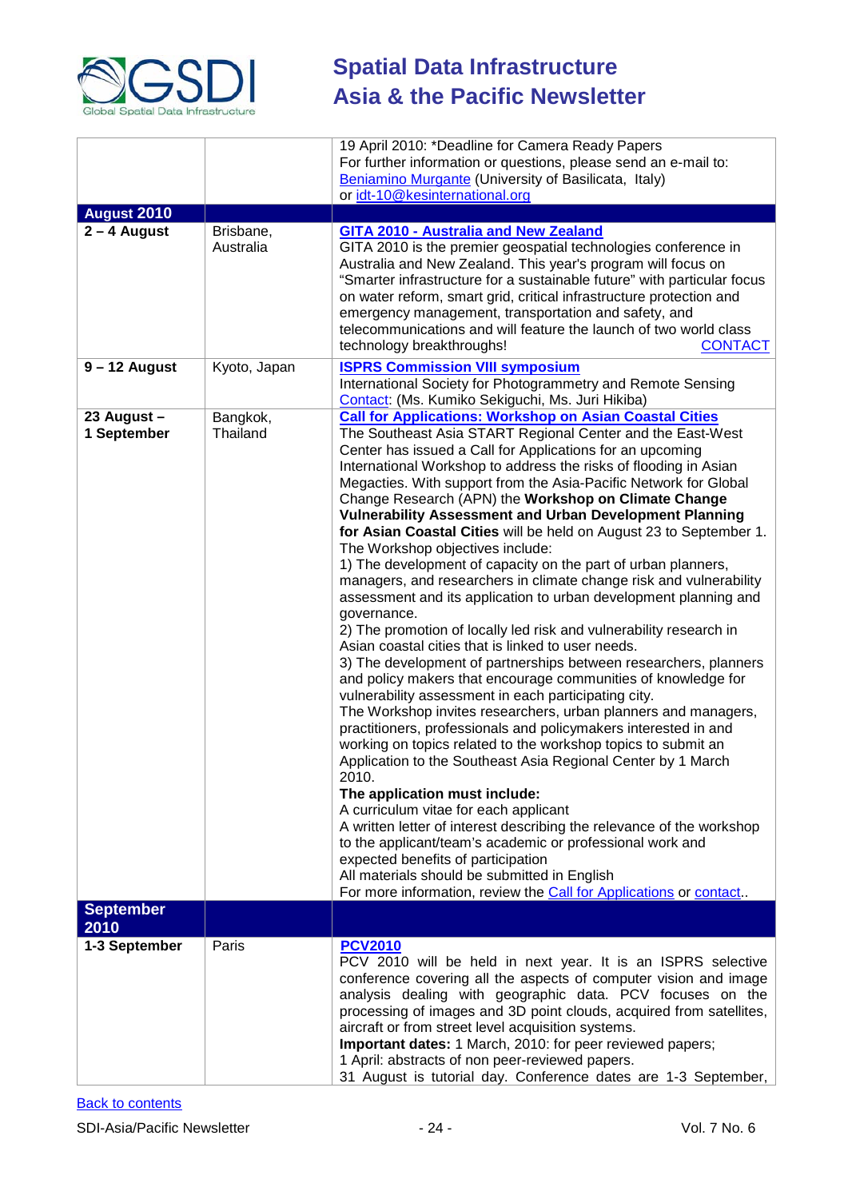| | | |
|---|---|---|
| | | 19 April 2010: *Deadline for Camera Ready Papers<br>For further information or questions, please send an e-mail to:<br>Beniamino Murgante (University of Basilicata, Italy)<br>or idt-10@kesinternational.org |
| **August 2010** | | |
| **2 – 4 August** | Brisbane, Australia | **GITA 2010 - Australia and New Zealand**<br>GITA 2010 is the premier geospatial technologies conference in Australia and New Zealand. This year's program will focus on "Smarter infrastructure for a sustainable future" with particular focus on water reform, smart grid, critical infrastructure protection and emergency management, transportation and safety, and telecommunications and will feature the launch of two world class technology breakthroughs! CONTACT |
| **9 – 12 August** | Kyoto, Japan | **ISPRS Commission VIII symposium**<br>International Society for Photogrammetry and Remote Sensing<br>Contact: (Ms. Kumiko Sekiguchi, Ms. Juri Hikiba) |
| **23 August – 1 September** | Bangkok, Thailand | **Call for Applications: Workshop on Asian Coastal Cities**<br>The Southeast Asia START Regional Center and the East-West Center has issued a Call for Applications for an upcoming International Workshop to address the risks of flooding in Asian Megacties. With support from the Asia-Pacific Network for Global Change Research (APN) the **Workshop on Climate Change Vulnerability Assessment and Urban Development Planning for Asian Coastal Cities** will be held on August 23 to September 1.<br>The Workshop objectives include:<br>1) The development of capacity on the part of urban planners, managers, and researchers in climate change risk and vulnerability assessment and its application to urban development planning and governance.<br>2) The promotion of locally led risk and vulnerability research in Asian coastal cities that is linked to user needs.<br>3) The development of partnerships between researchers, planners and policy makers that encourage communities of knowledge for vulnerability assessment in each participating city.<br>The Workshop invites researchers, urban planners and managers, practitioners, professionals and policymakers interested in and working on topics related to the workshop topics to submit an Application to the Southeast Asia Regional Center by 1 March 2010.<br>**The application must include:**<br>A curriculum vitae for each applicant<br>A written letter of interest describing the relevance of the workshop to the applicant/team's academic or professional work and expected benefits of participation<br>All materials should be submitted in English<br>For more information, review the Call for Applications or contact.. |
| **September 2010** | | |
| **1-3 September** | Paris | **PCV2010**<br>PCV 2010 will be held in next year. It is an ISPRS selective conference covering all the aspects of computer vision and image analysis dealing with geographic data. PCV focuses on the processing of images and 3D point clouds, acquired from satellites, aircraft or from street level acquisition systems.<br>**Important dates:** 1 March, 2010: for peer reviewed papers;<br>1 April: abstracts of non peer-reviewed papers.<br>31 August is tutorial day. Conference dates are 1-3 September, |

Back to contents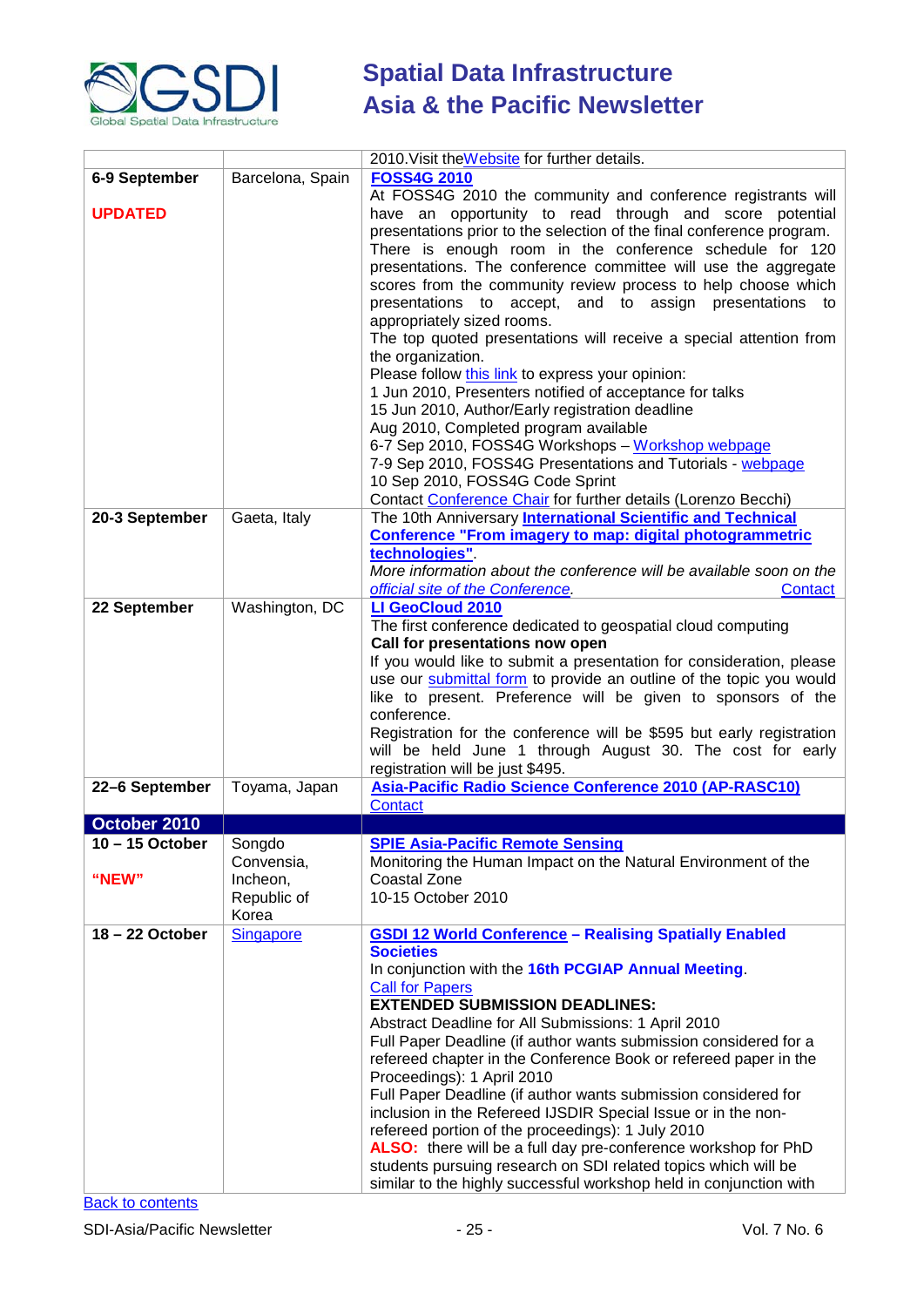| | | |
|---|---|---|
| | | 2010.Visit theWebsite for further details. |
| **6-9 September**<br><br>**UPDATED** | Barcelona, Spain | **FOSS4G 2010**<br>At FOSS4G 2010 the community and conference registrants will have an opportunity to read through and score potential presentations prior to the selection of the final conference program. There is enough room in the conference schedule for 120 presentations. The conference committee will use the aggregate scores from the community review process to help choose which presentations to accept, and to assign presentations to appropriately sized rooms.<br>The top quoted presentations will receive a special attention from the organization.<br>Please follow this link to express your opinion:<br>1 Jun 2010, Presenters notified of acceptance for talks<br>15 Jun 2010, Author/Early registration deadline<br>Aug 2010, Completed program available<br>6-7 Sep 2010, FOSS4G Workshops – Workshop webpage<br>7-9 Sep 2010, FOSS4G Presentations and Tutorials - webpage<br>10 Sep 2010, FOSS4G Code Sprint<br>Contact Conference Chair for further details (Lorenzo Becchi) |
| **20-3 September** | Gaeta, Italy | The 10th Anniversary **International Scientific and Technical Conference "From imagery to map: digital photogrammetric technologies"**.<br>*More information about the conference will be available soon on the official site of the Conference.* Contact |
| **22 September** | Washington, DC | **LI GeoCloud 2010**<br>The first conference dedicated to geospatial cloud computing<br>**Call for presentations now open**<br>If you would like to submit a presentation for consideration, please use our submittal form to provide an outline of the topic you would like to present. Preference will be given to sponsors of the conference.<br>Registration for the conference will be $595 but early registration will be held June 1 through August 30. The cost for early registration will be just $495. |
| **22–6 September** | Toyama, Japan | **Asia-Pacific Radio Science Conference 2010 (AP-RASC10)**<br>Contact |
| **October 2010** | | |
| **10 – 15 October**<br><br>**"NEW"** | Songdo Convensia, Incheon, Republic of Korea | **SPIE Asia-Pacific Remote Sensing**<br>Monitoring the Human Impact on the Natural Environment of the Coastal Zone<br>10-15 October 2010 |
| **18 – 22 October** | Singapore | **GSDI 12 World Conference – Realising Spatially Enabled Societies**<br>In conjunction with the **16th PCGIAP Annual Meeting**.<br>Call for Papers<br>**EXTENDED SUBMISSION DEADLINES:**<br>Abstract Deadline for All Submissions: 1 April 2010<br>Full Paper Deadline (if author wants submission considered for a refereed chapter in the Conference Book or refereed paper in the Proceedings): 1 April 2010<br>Full Paper Deadline (if author wants submission considered for inclusion in the Refereed IJSDIR Special Issue or in the non-refereed portion of the proceedings): 1 July 2010<br>**ALSO:** there will be a full day pre-conference workshop for PhD students pursuing research on SDI related topics which will be similar to the highly successful workshop held in conjunction with |

Back to contents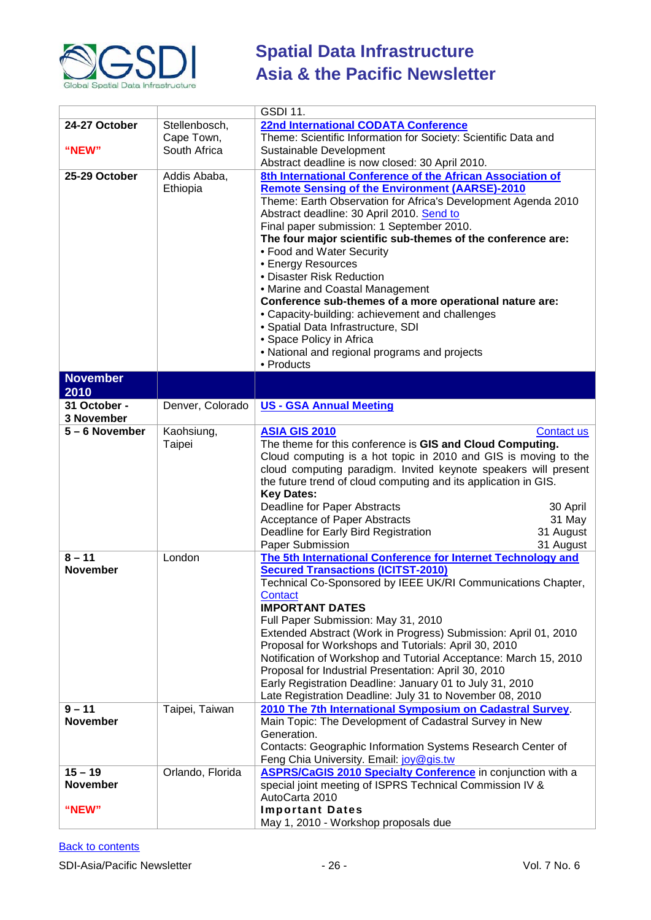| | | |
|---|---|---|
| | | GSDI 11. |
| **24-27 October**<br><br>**"NEW"** | Stellenbosch, Cape Town, South Africa | **22nd International CODATA Conference**<br>Theme: Scientific Information for Society: Scientific Data and Sustainable Development<br>Abstract deadline is now closed: 30 April 2010. |
| **25-29 October** | Addis Ababa, Ethiopia | **8th International Conference of the African Association of Remote Sensing of the Environment (AARSE)-2010**<br>Theme: Earth Observation for Africa's Development Agenda 2010<br>Abstract deadline: 30 April 2010. Send to<br>Final paper submission: 1 September 2010.<br>**The four major scientific sub-themes of the conference are:**<br>• Food and Water Security<br>• Energy Resources<br>• Disaster Risk Reduction<br>• Marine and Coastal Management<br>**Conference sub-themes of a more operational nature are:**<br>• Capacity-building: achievement and challenges<br>• Spatial Data Infrastructure, SDI<br>• Space Policy in Africa<br>• National and regional programs and projects<br>• Products |
| **November 2010** | | |
| **31 October - 3 November** | Denver, Colorado | **US - GSA Annual Meeting** |
| **5 – 6 November** | Kaohsiung, Taipei | **ASIA GIS 2010** Contact us<br>The theme for this conference is **GIS and Cloud Computing.** Cloud computing is a hot topic in 2010 and GIS is moving to the cloud computing paradigm. Invited keynote speakers will present the future trend of cloud computing and its application in GIS.<br>**Key Dates:**<br>Deadline for Paper Abstracts 30 April<br>Acceptance of Paper Abstracts 31 May<br>Deadline for Early Bird Registration 31 August<br>Paper Submission 31 August |
| **8 – 11 November** | London | **The 5th International Conference for Internet Technology and Secured Transactions (ICITST-2010)**<br>Technical Co-Sponsored by IEEE UK/RI Communications Chapter, Contact<br>**IMPORTANT DATES**<br>Full Paper Submission: May 31, 2010<br>Extended Abstract (Work in Progress) Submission: April 01, 2010<br>Proposal for Workshops and Tutorials: April 30, 2010<br>Notification of Workshop and Tutorial Acceptance: March 15, 2010<br>Proposal for Industrial Presentation: April 30, 2010<br>Early Registration Deadline: January 01 to July 31, 2010<br>Late Registration Deadline: July 31 to November 08, 2010 |
| **9 – 11 November** | Taipei, Taiwan | **2010 The 7th International Symposium on Cadastral Survey**.<br>Main Topic: The Development of Cadastral Survey in New Generation.<br>Contacts: Geographic Information Systems Research Center of Feng Chia University. Email: joy@gis.tw |
| **15 – 19 November**<br><br>**"NEW"** | Orlando, Florida | **ASPRS/CaGIS 2010 Specialty Conference** in conjunction with a special joint meeting of ISPRS Technical Commission IV & AutoCarta 2010<br>**Important Dates**<br>May 1, 2010 - Workshop proposals due |

Back to contents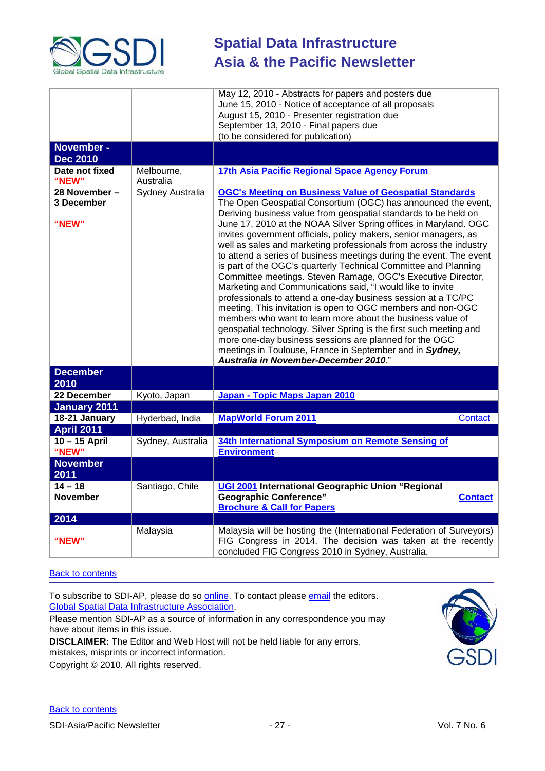| | | |
|---|---|---|
| | | May 12, 2010 - Abstracts for papers and posters due<br>June 15, 2010 - Notice of acceptance of all proposals<br>August 15, 2010 - Presenter registration due<br>September 13, 2010 - Final papers due<br>(to be considered for publication) |
| **November - Dec 2010** | | |
| **Date not fixed "NEW"** | Melbourne, Australia | **17th Asia Pacific Regional Space Agency Forum** |
| **28 November – 3 December**<br><br>**"NEW"** | Sydney Australia | **OGC's Meeting on Business Value of Geospatial Standards**<br>The Open Geospatial Consortium (OGC) has announced the event, Deriving business value from geospatial standards to be held on June 17, 2010 at the NOAA Silver Spring offices in Maryland. OGC invites government officials, policy makers, senior managers, as well as sales and marketing professionals from across the industry to attend a series of business meetings during the event. The event is part of the OGC's quarterly Technical Committee and Planning Committee meetings. Steven Ramage, OGC's Executive Director, Marketing and Communications said, "I would like to invite professionals to attend a one-day business session at a TC/PC meeting. This invitation is open to OGC members and non-OGC members who want to learn more about the business value of geospatial technology. Silver Spring is the first such meeting and more one-day business sessions are planned for the OGC meetings in Toulouse, France in September and in ***Sydney, Australia in November-December 2010***." |
| **December 2010** | | |
| **22 December** | Kyoto, Japan | **Japan - Topic Maps Japan 2010** |
| **January 2011** | | |
| **18-21 January** | Hyderbad, India | **MapWorld Forum 2011** Contact |
| **April 2011** | | |
| **10 – 15 April "NEW"** | Sydney, Australia | **34th International Symposium on Remote Sensing of Environment** |
| **November 2011** | | |
| **14 – 18 November** | Santiago, Chile | **UGI 2001 International Geographic Union "Regional Geographic Conference"** **Contact**<br>**Brochure & Call for Papers** |
| **2014** | | |
| **"NEW"** | Malaysia | Malaysia will be hosting the (International Federation of Surveyors) FIG Congress in 2014. The decision was taken at the recently concluded FIG Congress 2010 in Sydney, Australia. |

Back to contents

To subscribe to SDI-AP, please do so online. To contact please email the editors.
Global Spatial Data Infrastructure Association.
Please mention SDI-AP as a source of information in any correspondence you may have about items in this issue.
**DISCLAIMER:** The Editor and Web Host will not be held liable for any errors, mistakes, misprints or incorrect information.
Copyright © 2010. All rights reserved.

Back to contents